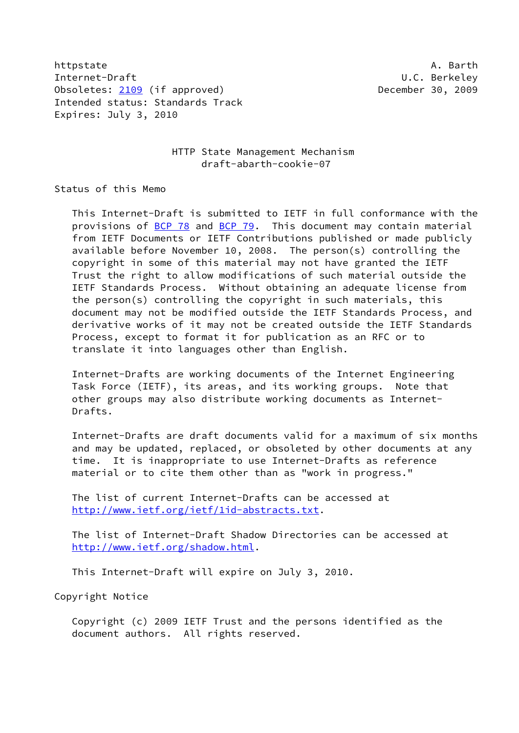```
httpstate                                                       A. Barth
Internet-Draft                                             U.C. Berkeley
Obsoletes: 2109 (if approved)                          December 30, 2009
Intended status: Standards Track
Expires: July 3, 2010
```

# HTTP State Management Mechanism
## draft-abarth-cookie-07

## Status of this Memo

This Internet-Draft is submitted to IETF in full conformance with the provisions of BCP 78 and BCP 79. This document may contain material from IETF Documents or IETF Contributions published or made publicly available before November 10, 2008. The person(s) controlling the copyright in some of this material may not have granted the IETF Trust the right to allow modifications of such material outside the IETF Standards Process. Without obtaining an adequate license from the person(s) controlling the copyright in such materials, this document may not be modified outside the IETF Standards Process, and derivative works of it may not be created outside the IETF Standards Process, except to format it for publication as an RFC or to translate it into languages other than English.

Internet-Drafts are working documents of the Internet Engineering Task Force (IETF), its areas, and its working groups. Note that other groups may also distribute working documents as Internet-Drafts.

Internet-Drafts are draft documents valid for a maximum of six months and may be updated, replaced, or obsoleted by other documents at any time. It is inappropriate to use Internet-Drafts as reference material or to cite them other than as "work in progress."

The list of current Internet-Drafts can be accessed at http://www.ietf.org/ietf/1id-abstracts.txt.

The list of Internet-Draft Shadow Directories can be accessed at http://www.ietf.org/shadow.html.

This Internet-Draft will expire on July 3, 2010.

## Copyright Notice

Copyright (c) 2009 IETF Trust and the persons identified as the document authors. All rights reserved.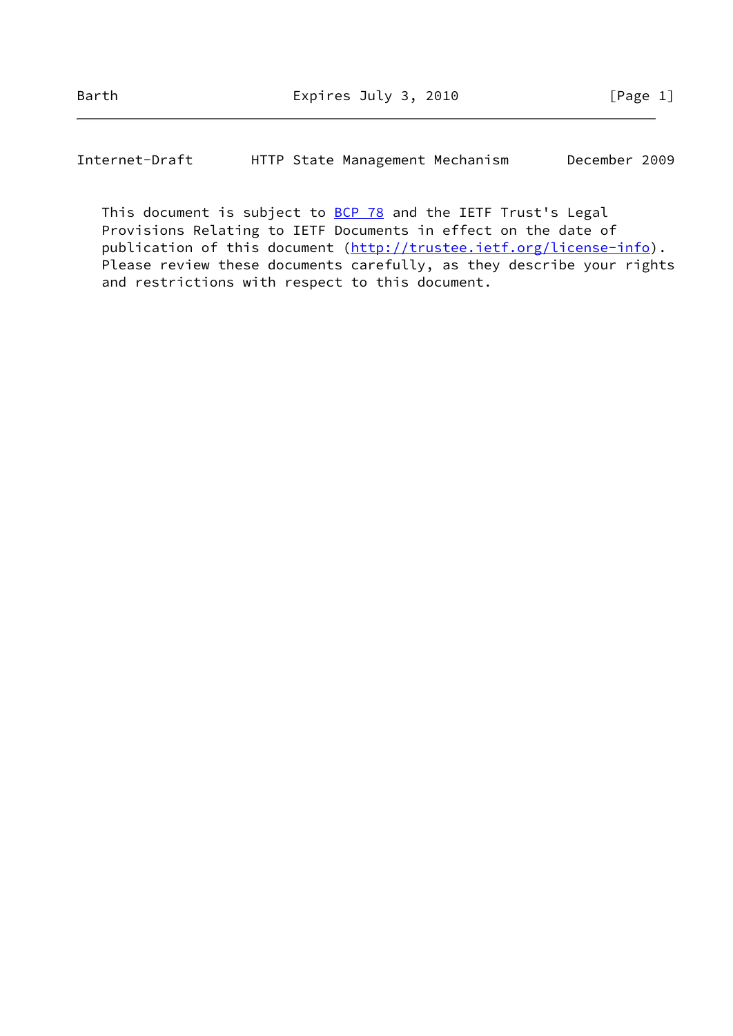This document is subject to BCP 78 and the IETF Trust's Legal Provisions Relating to IETF Documents in effect on the date of publication of this document (http://trustee.ietf.org/license-info). Please review these documents carefully, as they describe your rights and restrictions with respect to this document.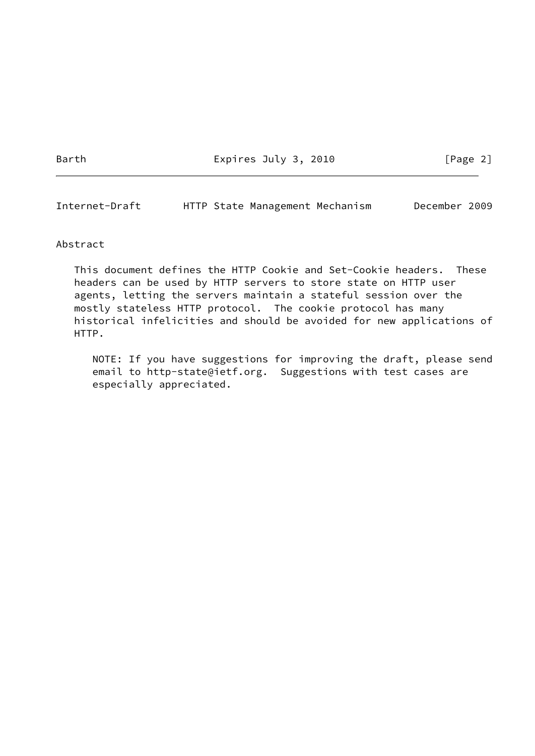## Abstract

This document defines the HTTP Cookie and Set-Cookie headers. These headers can be used by HTTP servers to store state on HTTP user agents, letting the servers maintain a stateful session over the mostly stateless HTTP protocol. The cookie protocol has many historical infelicities and should be avoided for new applications of HTTP.

NOTE: If you have suggestions for improving the draft, please send email to http-state@ietf.org. Suggestions with test cases are especially appreciated.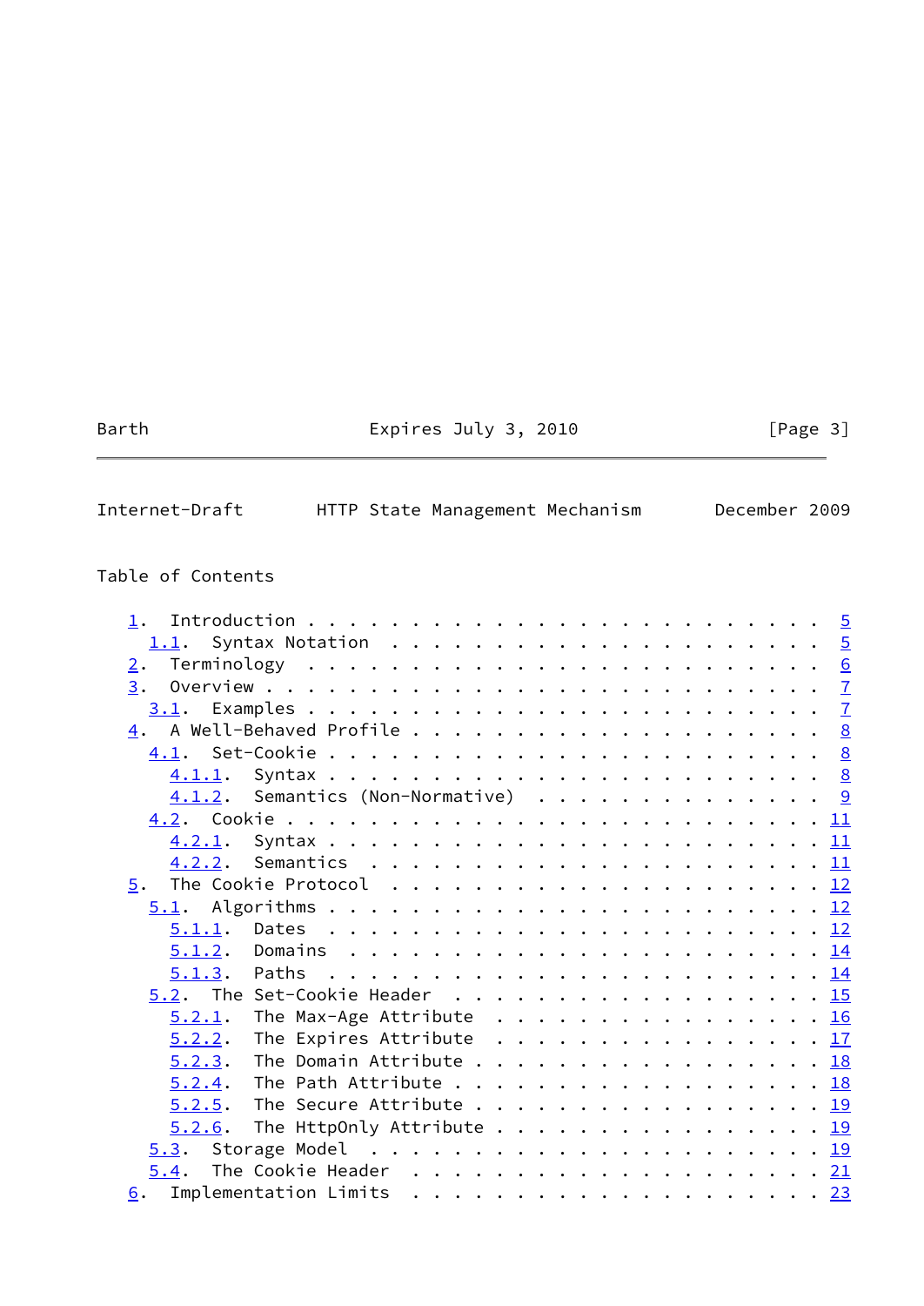Table of Contents

```
   1.  Introduction . . . . . . . . . . . . . . . . . . . . . . . .  5
     1.1.  Syntax Notation  . . . . . . . . . . . . . . . . . . . .  5
   2.  Terminology  . . . . . . . . . . . . . . . . . . . . . . . .  6
   3.  Overview . . . . . . . . . . . . . . . . . . . . . . . . . .  7
     3.1.  Examples . . . . . . . . . . . . . . . . . . . . . . . .  7
   4.  A Well-Behaved Profile . . . . . . . . . . . . . . . . . . .  8
     4.1.  Set-Cookie . . . . . . . . . . . . . . . . . . . . . . .  8
       4.1.1.  Syntax . . . . . . . . . . . . . . . . . . . . . . .  8
       4.1.2.  Semantics (Non-Normative)  . . . . . . . . . . . . .  9
     4.2.  Cookie . . . . . . . . . . . . . . . . . . . . . . . . . 11
       4.2.1.  Syntax . . . . . . . . . . . . . . . . . . . . . . . 11
       4.2.2.  Semantics  . . . . . . . . . . . . . . . . . . . . . 11
   5.  The Cookie Protocol  . . . . . . . . . . . . . . . . . . . . 12
     5.1.  Algorithms . . . . . . . . . . . . . . . . . . . . . . . 12
       5.1.1.  Dates  . . . . . . . . . . . . . . . . . . . . . . . 12
       5.1.2.  Domains  . . . . . . . . . . . . . . . . . . . . . . 14
       5.1.3.  Paths  . . . . . . . . . . . . . . . . . . . . . . . 14
     5.2.  The Set-Cookie Header  . . . . . . . . . . . . . . . . . 15
       5.2.1.  The Max-Age Attribute  . . . . . . . . . . . . . . . 16
       5.2.2.  The Expires Attribute  . . . . . . . . . . . . . . . 17
       5.2.3.  The Domain Attribute . . . . . . . . . . . . . . . . 18
       5.2.4.  The Path Attribute . . . . . . . . . . . . . . . . . 18
       5.2.5.  The Secure Attribute . . . . . . . . . . . . . . . . 19
       5.2.6.  The HttpOnly Attribute . . . . . . . . . . . . . . . 19
     5.3.  Storage Model  . . . . . . . . . . . . . . . . . . . . . 19
     5.4.  The Cookie Header  . . . . . . . . . . . . . . . . . . . 21
   6.  Implementation Limits  . . . . . . . . . . . . . . . . . . . 23
```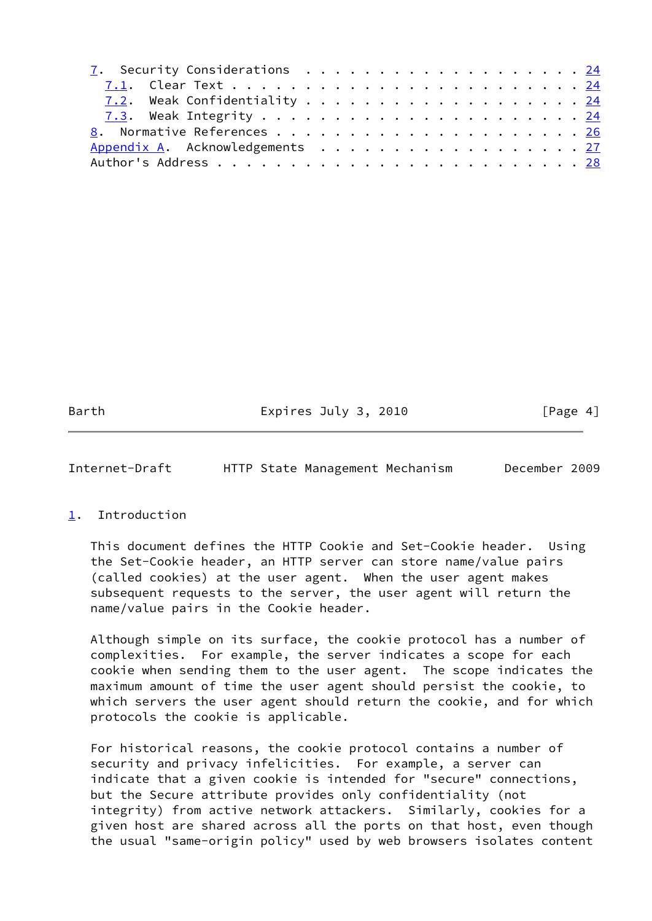7. Security Considerations . . . . . . . . . . . . . . . . . . . . 24
   7.1. Clear Text . . . . . . . . . . . . . . . . . . . . . . . . 24
   7.2. Weak Confidentiality . . . . . . . . . . . . . . . . . . . 24
   7.3. Weak Integrity . . . . . . . . . . . . . . . . . . . . . . 24
8. Normative References . . . . . . . . . . . . . . . . . . . . . 26
Appendix A. Acknowledgements . . . . . . . . . . . . . . . . . . . 27
Author's Address . . . . . . . . . . . . . . . . . . . . . . . . . 28

## 1. Introduction

This document defines the HTTP Cookie and Set-Cookie header. Using the Set-Cookie header, an HTTP server can store name/value pairs (called cookies) at the user agent. When the user agent makes subsequent requests to the server, the user agent will return the name/value pairs in the Cookie header.

Although simple on its surface, the cookie protocol has a number of complexities. For example, the server indicates a scope for each cookie when sending them to the user agent. The scope indicates the maximum amount of time the user agent should persist the cookie, to which servers the user agent should return the cookie, and for which protocols the cookie is applicable.

For historical reasons, the cookie protocol contains a number of security and privacy infelicities. For example, a server can indicate that a given cookie is intended for "secure" connections, but the Secure attribute provides only confidentiality (not integrity) from active network attackers. Similarly, cookies for a given host are shared across all the ports on that host, even though the usual "same-origin policy" used by web browsers isolates content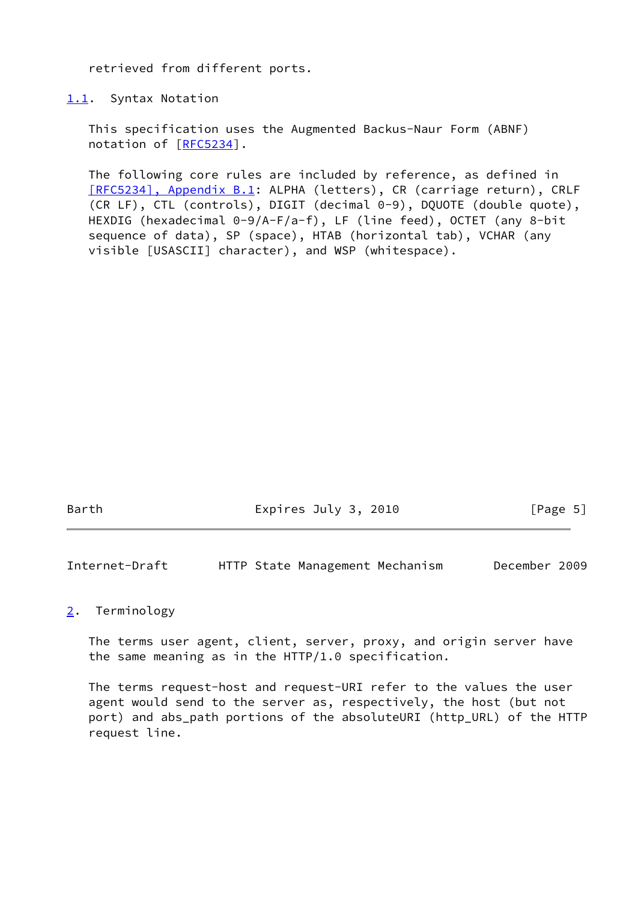retrieved from different ports.

## 1.1. Syntax Notation

This specification uses the Augmented Backus-Naur Form (ABNF) notation of [RFC5234].

The following core rules are included by reference, as defined in [RFC5234], Appendix B.1: ALPHA (letters), CR (carriage return), CRLF (CR LF), CTL (controls), DIGIT (decimal 0-9), DQUOTE (double quote), HEXDIG (hexadecimal 0-9/A-F/a-f), LF (line feed), OCTET (any 8-bit sequence of data), SP (space), HTAB (horizontal tab), VCHAR (any visible [USASCII] character), and WSP (whitespace).

# 2. Terminology

The terms user agent, client, server, proxy, and origin server have the same meaning as in the HTTP/1.0 specification.

The terms request-host and request-URI refer to the values the user agent would send to the server as, respectively, the host (but not port) and abs_path portions of the absoluteURI (http_URL) of the HTTP request line.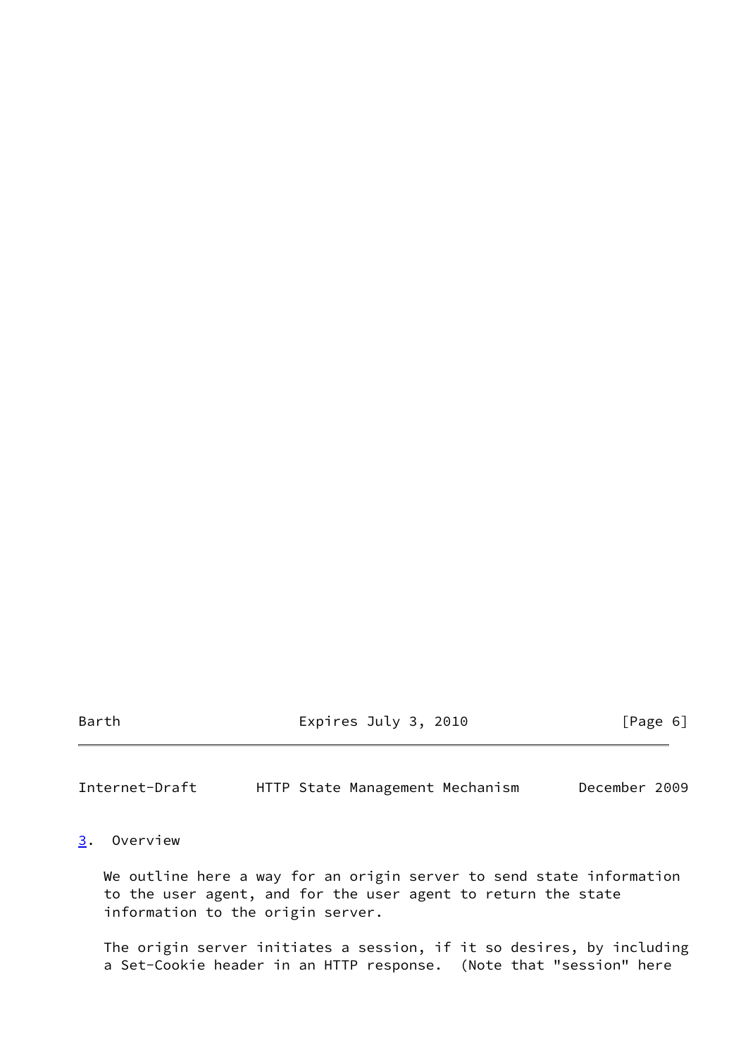## 3. Overview

We outline here a way for an origin server to send state information to the user agent, and for the user agent to return the state information to the origin server.

The origin server initiates a session, if it so desires, by including a Set-Cookie header in an HTTP response. (Note that "session" here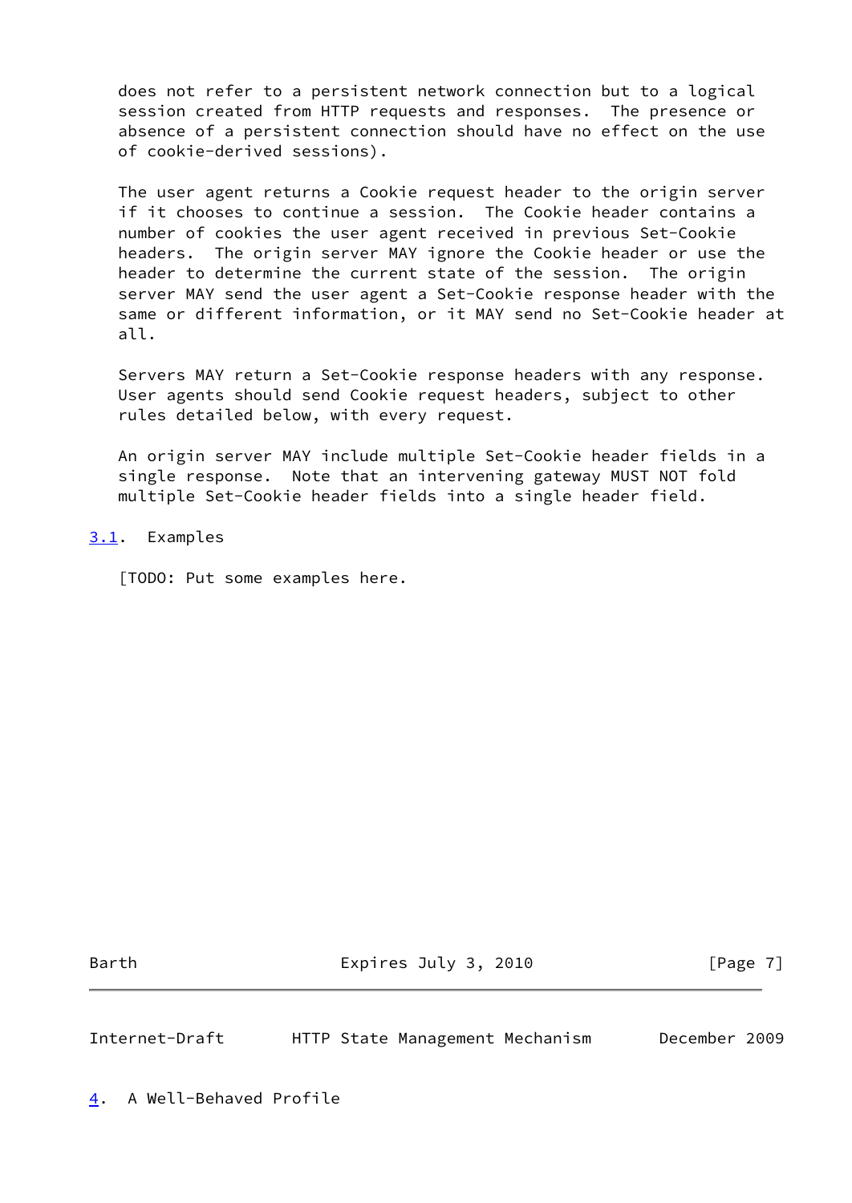does not refer to a persistent network connection but to a logical session created from HTTP requests and responses. The presence or absence of a persistent connection should have no effect on the use of cookie-derived sessions).

The user agent returns a Cookie request header to the origin server if it chooses to continue a session. The Cookie header contains a number of cookies the user agent received in previous Set-Cookie headers. The origin server MAY ignore the Cookie header or use the header to determine the current state of the session. The origin server MAY send the user agent a Set-Cookie response header with the same or different information, or it MAY send no Set-Cookie header at all.

Servers MAY return a Set-Cookie response headers with any response. User agents should send Cookie request headers, subject to other rules detailed below, with every request.

An origin server MAY include multiple Set-Cookie header fields in a single response. Note that an intervening gateway MUST NOT fold multiple Set-Cookie header fields into a single header field.

## 3.1. Examples

[TODO: Put some examples here.

# 4. A Well-Behaved Profile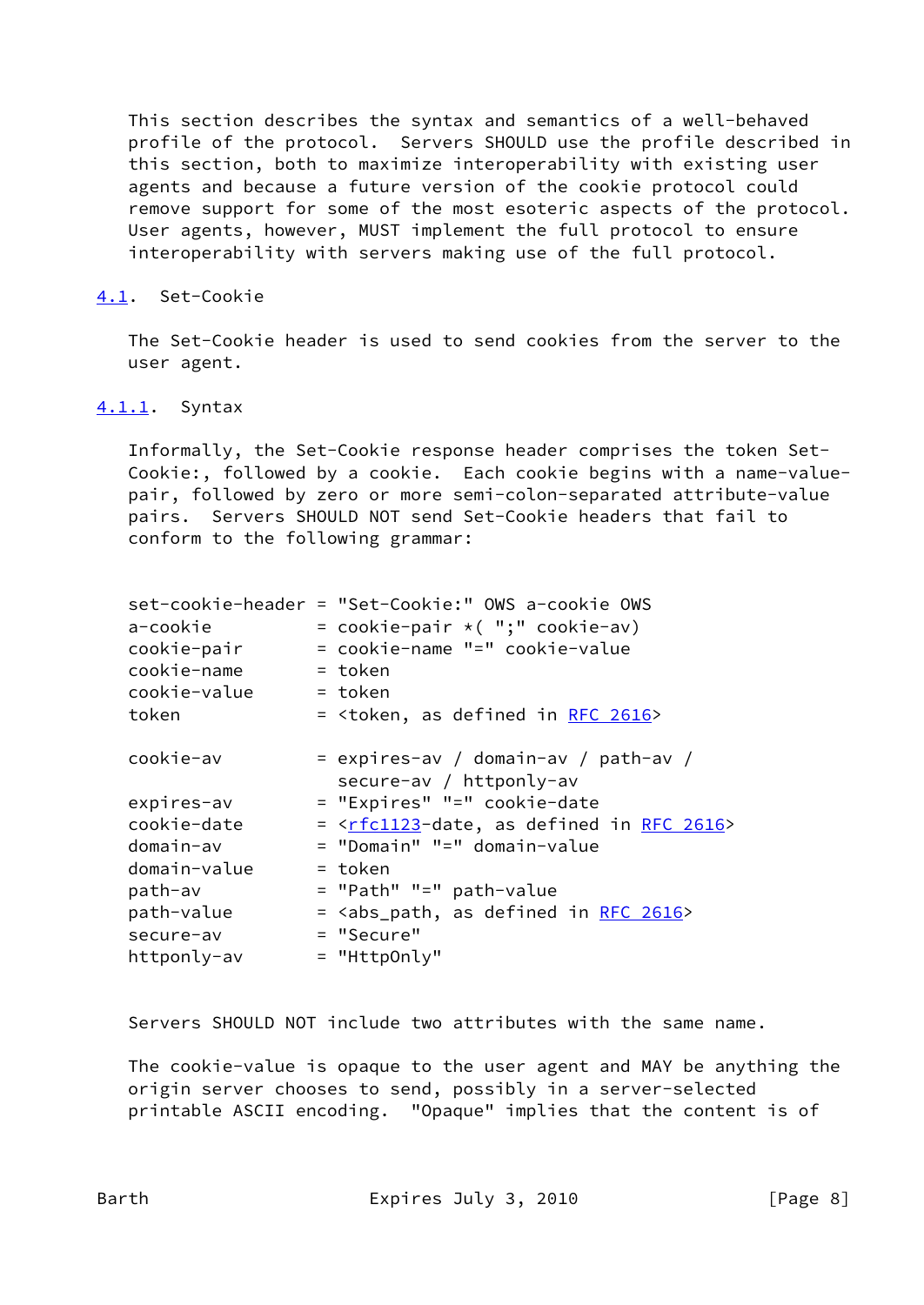This section describes the syntax and semantics of a well-behaved profile of the protocol. Servers SHOULD use the profile described in this section, both to maximize interoperability with existing user agents and because a future version of the cookie protocol could remove support for some of the most esoteric aspects of the protocol. User agents, however, MUST implement the full protocol to ensure interoperability with servers making use of the full protocol.

## 4.1. Set-Cookie

The Set-Cookie header is used to send cookies from the server to the user agent.

### 4.1.1. Syntax

Informally, the Set-Cookie response header comprises the token Set-Cookie:, followed by a cookie. Each cookie begins with a name-value-pair, followed by zero or more semi-colon-separated attribute-value pairs. Servers SHOULD NOT send Set-Cookie headers that fail to conform to the following grammar:

```
set-cookie-header = "Set-Cookie:" OWS a-cookie OWS
a-cookie          = cookie-pair *( ";" cookie-av)
cookie-pair       = cookie-name "=" cookie-value
cookie-name       = token
cookie-value      = token
token             = <token, as defined in RFC 2616>

cookie-av         = expires-av / domain-av / path-av /
                    secure-av / httponly-av
expires-av        = "Expires" "=" cookie-date
cookie-date       = <rfc1123-date, as defined in RFC 2616>
domain-av         = "Domain" "=" domain-value
domain-value      = token
path-av           = "Path" "=" path-value
path-value        = <abs_path, as defined in RFC 2616>
secure-av         = "Secure"
httponly-av       = "HttpOnly"
```

Servers SHOULD NOT include two attributes with the same name.

The cookie-value is opaque to the user agent and MAY be anything the origin server chooses to send, possibly in a server-selected printable ASCII encoding. "Opaque" implies that the content is of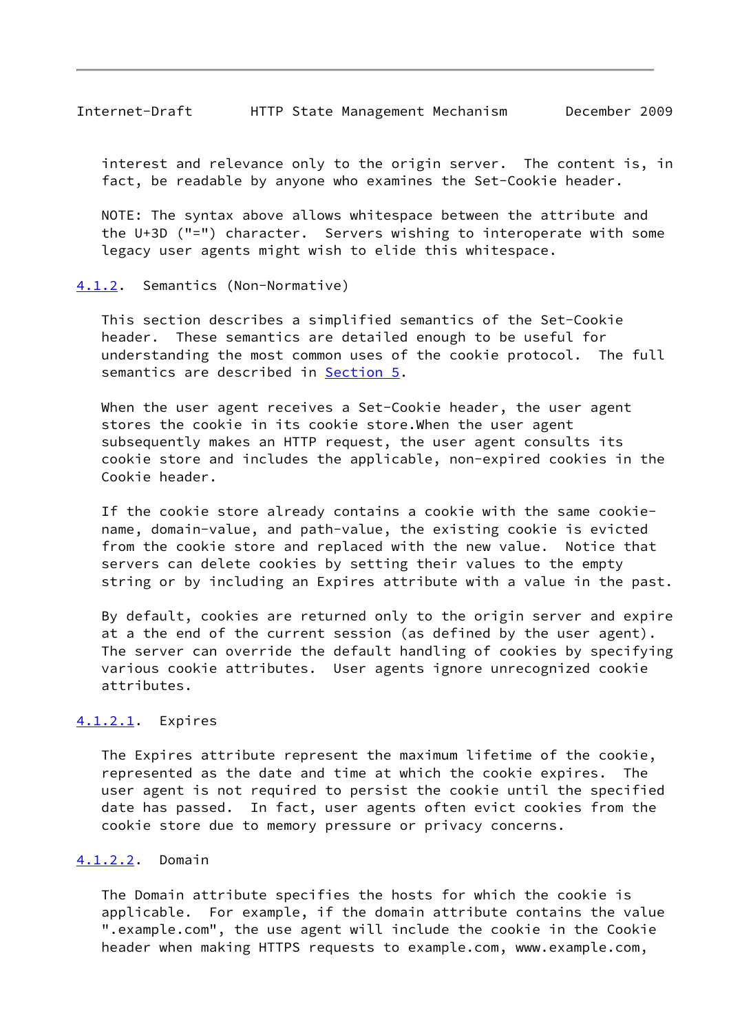interest and relevance only to the origin server. The content is, in fact, be readable by anyone who examines the Set-Cookie header.

NOTE: The syntax above allows whitespace between the attribute and the U+3D ("=") character. Servers wishing to interoperate with some legacy user agents might wish to elide this whitespace.

#### 4.1.2. Semantics (Non-Normative)

This section describes a simplified semantics of the Set-Cookie header. These semantics are detailed enough to be useful for understanding the most common uses of the cookie protocol. The full semantics are described in Section 5.

When the user agent receives a Set-Cookie header, the user agent stores the cookie in its cookie store.When the user agent subsequently makes an HTTP request, the user agent consults its cookie store and includes the applicable, non-expired cookies in the Cookie header.

If the cookie store already contains a cookie with the same cookie-name, domain-value, and path-value, the existing cookie is evicted from the cookie store and replaced with the new value. Notice that servers can delete cookies by setting their values to the empty string or by including an Expires attribute with a value in the past.

By default, cookies are returned only to the origin server and expire at a the end of the current session (as defined by the user agent). The server can override the default handling of cookies by specifying various cookie attributes. User agents ignore unrecognized cookie attributes.

##### 4.1.2.1. Expires

The Expires attribute represent the maximum lifetime of the cookie, represented as the date and time at which the cookie expires. The user agent is not required to persist the cookie until the specified date has passed. In fact, user agents often evict cookies from the cookie store due to memory pressure or privacy concerns.

##### 4.1.2.2. Domain

The Domain attribute specifies the hosts for which the cookie is applicable. For example, if the domain attribute contains the value ".example.com", the use agent will include the cookie in the Cookie header when making HTTPS requests to example.com, www.example.com,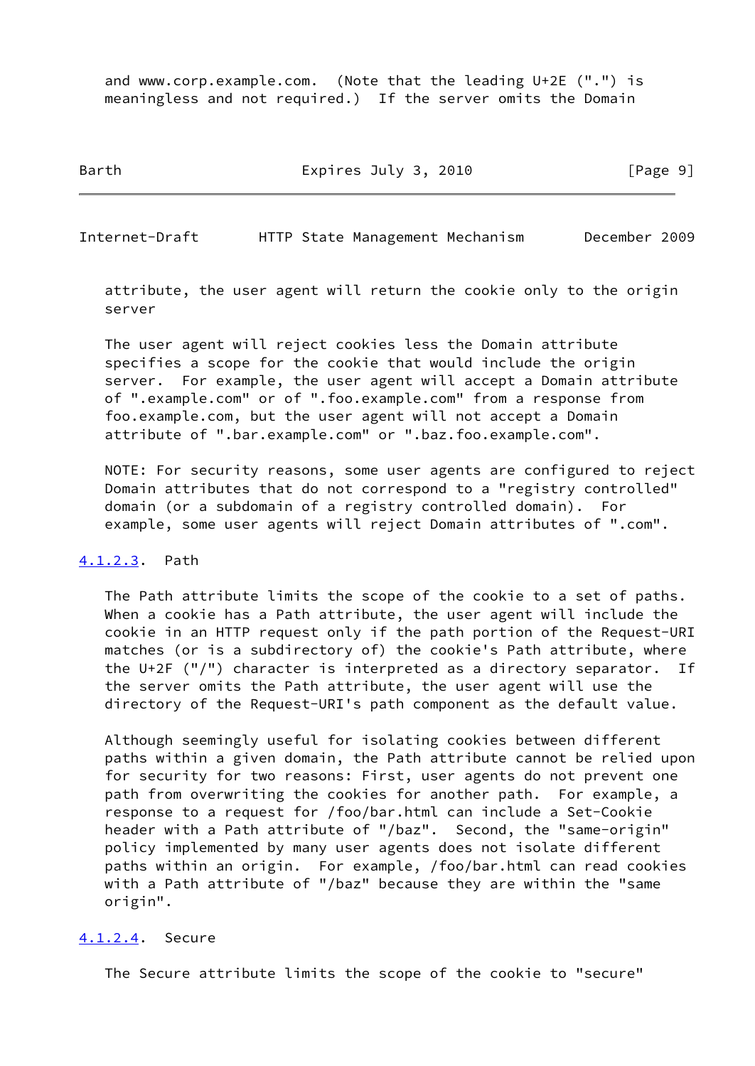and www.corp.example.com. (Note that the leading U+2E (".") is meaningless and not required.) If the server omits the Domain attribute, the user agent will return the cookie only to the origin server

The user agent will reject cookies less the Domain attribute specifies a scope for the cookie that would include the origin server. For example, the user agent will accept a Domain attribute of ".example.com" or of ".foo.example.com" from a response from foo.example.com, but the user agent will not accept a Domain attribute of ".bar.example.com" or ".baz.foo.example.com".

NOTE: For security reasons, some user agents are configured to reject Domain attributes that do not correspond to a "registry controlled" domain (or a subdomain of a registry controlled domain). For example, some user agents will reject Domain attributes of ".com".

#### 4.1.2.3. Path

The Path attribute limits the scope of the cookie to a set of paths. When a cookie has a Path attribute, the user agent will include the cookie in an HTTP request only if the path portion of the Request-URI matches (or is a subdirectory of) the cookie's Path attribute, where the U+2F ("/") character is interpreted as a directory separator. If the server omits the Path attribute, the user agent will use the directory of the Request-URI's path component as the default value.

Although seemingly useful for isolating cookies between different paths within a given domain, the Path attribute cannot be relied upon for security for two reasons: First, user agents do not prevent one path from overwriting the cookies for another path. For example, a response to a request for /foo/bar.html can include a Set-Cookie header with a Path attribute of "/baz". Second, the "same-origin" policy implemented by many user agents does not isolate different paths within an origin. For example, /foo/bar.html can read cookies with a Path attribute of "/baz" because they are within the "same origin".

#### 4.1.2.4. Secure

The Secure attribute limits the scope of the cookie to "secure"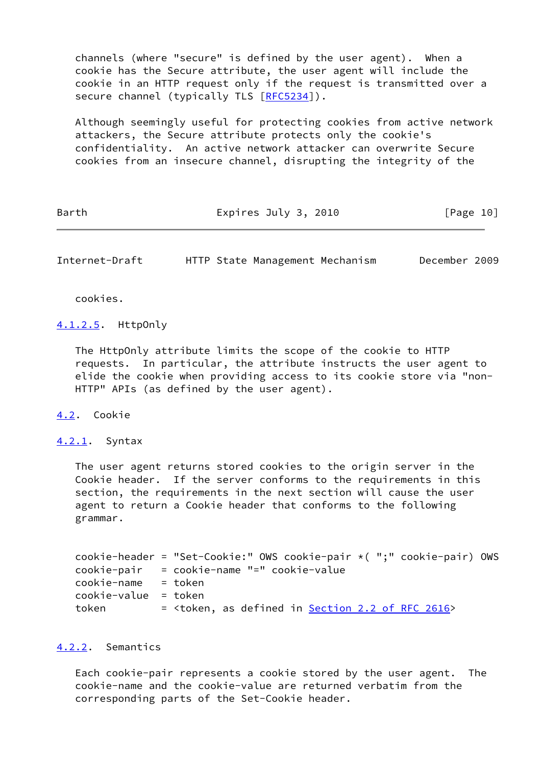channels (where "secure" is defined by the user agent). When a cookie has the Secure attribute, the user agent will include the cookie in an HTTP request only if the request is transmitted over a secure channel (typically TLS [RFC5234]).

Although seemingly useful for protecting cookies from active network attackers, the Secure attribute protects only the cookie's confidentiality. An active network attacker can overwrite Secure cookies from an insecure channel, disrupting the integrity of the cookies.

#### 4.1.2.5. HttpOnly

The HttpOnly attribute limits the scope of the cookie to HTTP requests. In particular, the attribute instructs the user agent to elide the cookie when providing access to its cookie store via "non-HTTP" APIs (as defined by the user agent).

## 4.2. Cookie

### 4.2.1. Syntax

The user agent returns stored cookies to the origin server in the Cookie header. If the server conforms to the requirements in this section, the requirements in the next section will cause the user agent to return a Cookie header that conforms to the following grammar.

```
cookie-header = "Set-Cookie:" OWS cookie-pair *( ";" cookie-pair) OWS
cookie-pair   = cookie-name "=" cookie-value
cookie-name   = token
cookie-value  = token
token         = <token, as defined in Section 2.2 of RFC 2616>
```

### 4.2.2. Semantics

Each cookie-pair represents a cookie stored by the user agent. The cookie-name and the cookie-value are returned verbatim from the corresponding parts of the Set-Cookie header.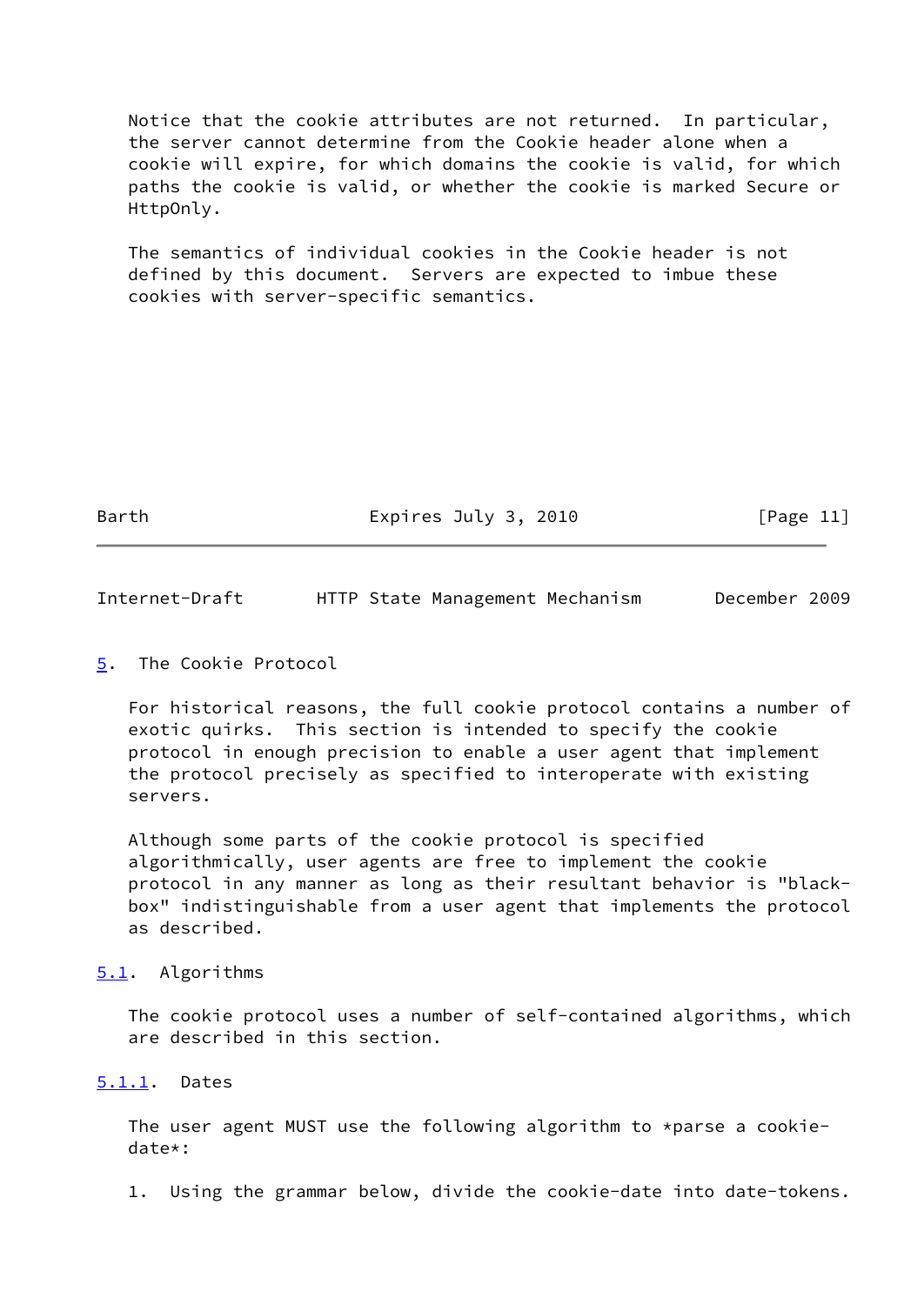Notice that the cookie attributes are not returned. In particular, the server cannot determine from the Cookie header alone when a cookie will expire, for which domains the cookie is valid, for which paths the cookie is valid, or whether the cookie is marked Secure or HttpOnly.

The semantics of individual cookies in the Cookie header is not defined by this document. Servers are expected to imbue these cookies with server-specific semantics.

# 5. The Cookie Protocol

For historical reasons, the full cookie protocol contains a number of exotic quirks. This section is intended to specify the cookie protocol in enough precision to enable a user agent that implement the protocol precisely as specified to interoperate with existing servers.

Although some parts of the cookie protocol is specified algorithmically, user agents are free to implement the cookie protocol in any manner as long as their resultant behavior is "black-box" indistinguishable from a user agent that implements the protocol as described.

## 5.1. Algorithms

The cookie protocol uses a number of self-contained algorithms, which are described in this section.

### 5.1.1. Dates

The user agent MUST use the following algorithm to *parse a cookie-date*:

1. Using the grammar below, divide the cookie-date into date-tokens.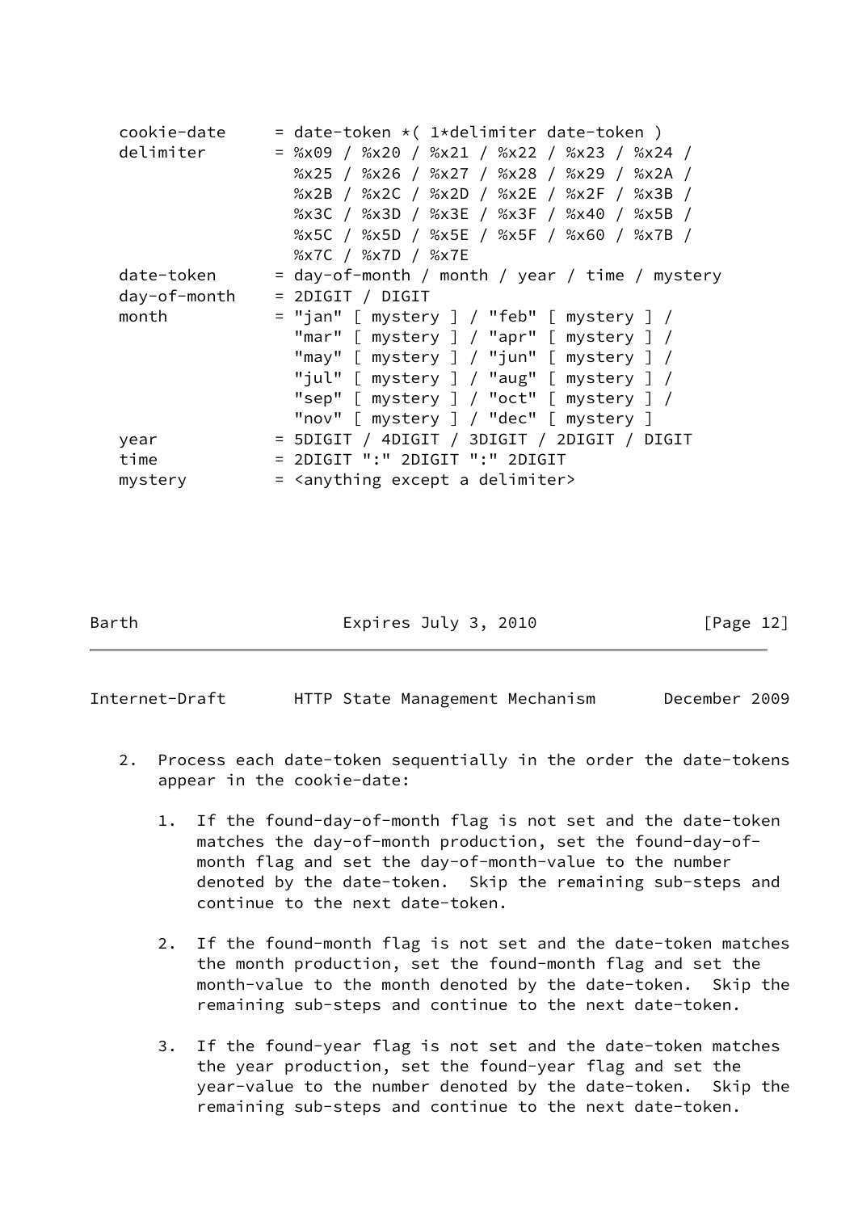```
   cookie-date     = date-token *( 1*delimiter date-token )
   delimiter       = %x09 / %x20 / %x21 / %x22 / %x23 / %x24 /
                     %x25 / %x26 / %x27 / %x28 / %x29 / %x2A /
                     %x2B / %x2C / %x2D / %x2E / %x2F / %x3B /
                     %x3C / %x3D / %x3E / %x3F / %x40 / %x5B /
                     %x5C / %x5D / %x5E / %x5F / %x60 / %x7B /
                     %x7C / %x7D / %x7E
   date-token      = day-of-month / month / year / time / mystery
   day-of-month    = 2DIGIT / DIGIT
   month           = "jan" [ mystery ] / "feb" [ mystery ] /
                     "mar" [ mystery ] / "apr" [ mystery ] /
                     "may" [ mystery ] / "jun" [ mystery ] /
                     "jul" [ mystery ] / "aug" [ mystery ] /
                     "sep" [ mystery ] / "oct" [ mystery ] /
                     "nov" [ mystery ] / "dec" [ mystery ]
   year            = 5DIGIT / 4DIGIT / 3DIGIT / 2DIGIT / DIGIT
   time            = 2DIGIT ":" 2DIGIT ":" 2DIGIT
   mystery         = <anything except a delimiter>
```

2. Process each date-token sequentially in the order the date-tokens appear in the cookie-date:

    1. If the found-day-of-month flag is not set and the date-token matches the day-of-month production, set the found-day-of-month flag and set the day-of-month-value to the number denoted by the date-token. Skip the remaining sub-steps and continue to the next date-token.

    2. If the found-month flag is not set and the date-token matches the month production, set the found-month flag and set the month-value to the month denoted by the date-token. Skip the remaining sub-steps and continue to the next date-token.

    3. If the found-year flag is not set and the date-token matches the year production, set the found-year flag and set the year-value to the number denoted by the date-token. Skip the remaining sub-steps and continue to the next date-token.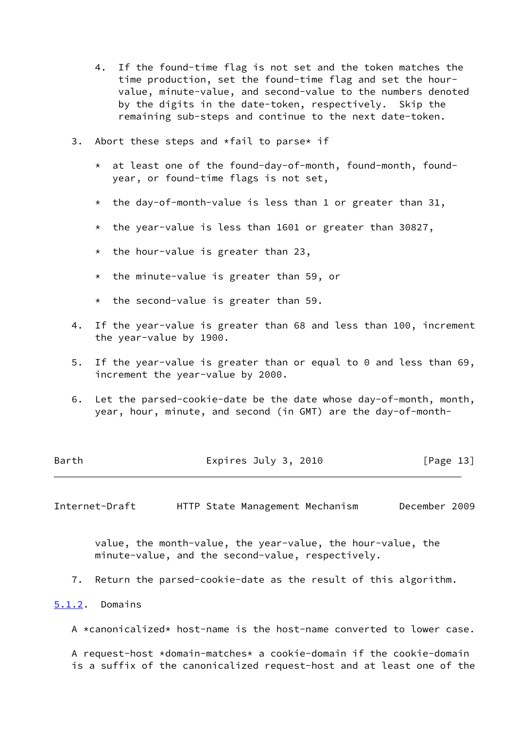4. If the found-time flag is not set and the token matches the time production, set the found-time flag and set the hour-value, minute-value, and second-value to the numbers denoted by the digits in the date-token, respectively. Skip the remaining sub-steps and continue to the next date-token.

3. Abort these steps and *fail to parse* if

   * at least one of the found-day-of-month, found-month, found-year, or found-time flags is not set,

   * the day-of-month-value is less than 1 or greater than 31,

   * the year-value is less than 1601 or greater than 30827,

   * the hour-value is greater than 23,

   * the minute-value is greater than 59, or

   * the second-value is greater than 59.

4. If the year-value is greater than 68 and less than 100, increment the year-value by 1900.

5. If the year-value is greater than or equal to 0 and less than 69, increment the year-value by 2000.

6. Let the parsed-cookie-date be the date whose day-of-month, month, year, hour, minute, and second (in GMT) are the day-of-month-value, the month-value, the year-value, the hour-value, the minute-value, and the second-value, respectively.

7. Return the parsed-cookie-date as the result of this algorithm.

### 5.1.2. Domains

A *canonicalized* host-name is the host-name converted to lower case.

A request-host *domain-matches* a cookie-domain if the cookie-domain is a suffix of the canonicalized request-host and at least one of the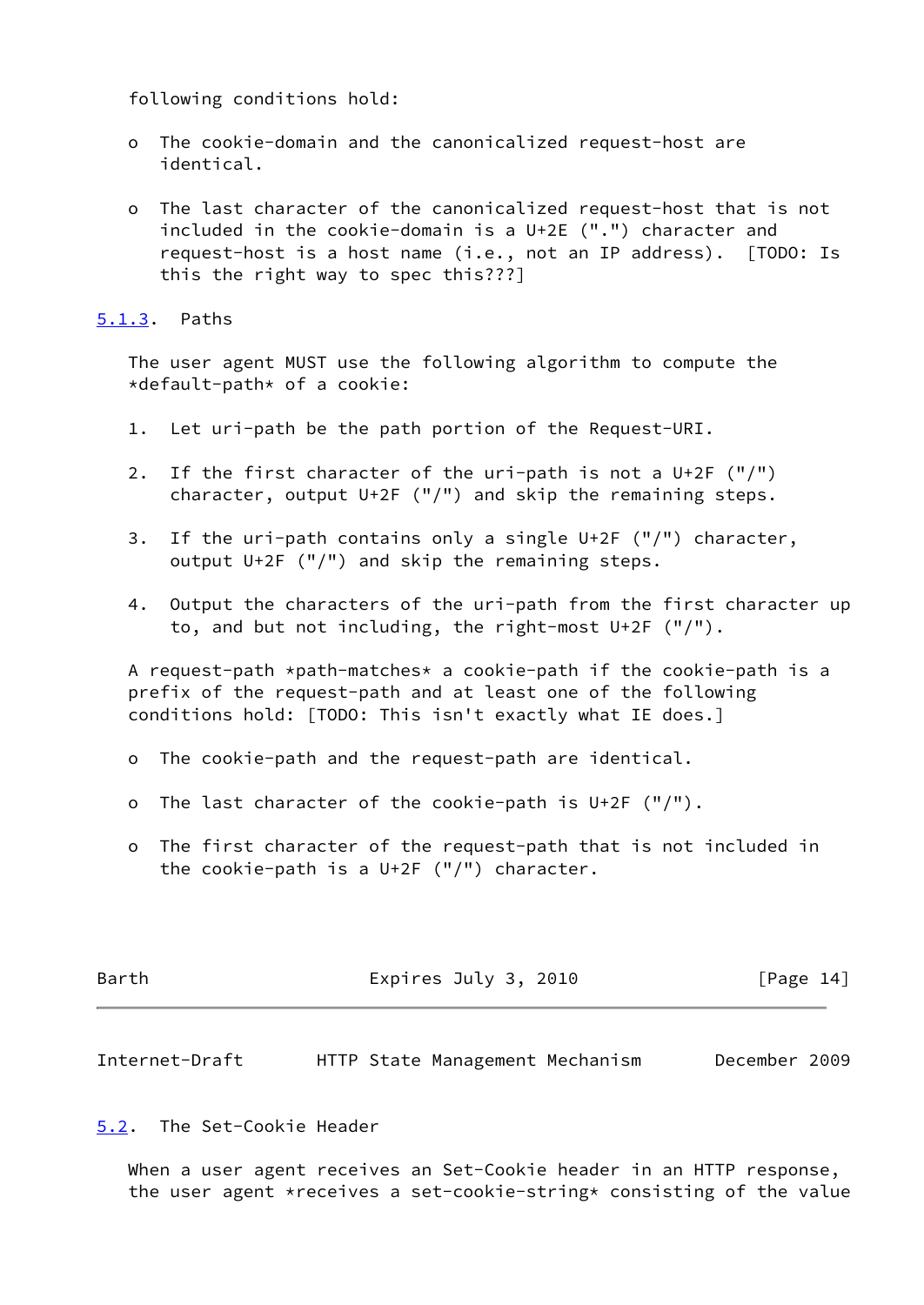following conditions hold:

- The cookie-domain and the canonicalized request-host are identical.

- The last character of the canonicalized request-host that is not included in the cookie-domain is a U+2E (".") character and request-host is a host name (i.e., not an IP address). [TODO: Is this the right way to spec this???]

### 5.1.3. Paths

The user agent MUST use the following algorithm to compute the *default-path* of a cookie:

1. Let uri-path be the path portion of the Request-URI.

2. If the first character of the uri-path is not a U+2F ("/") character, output U+2F ("/") and skip the remaining steps.

3. If the uri-path contains only a single U+2F ("/") character, output U+2F ("/") and skip the remaining steps.

4. Output the characters of the uri-path from the first character up to, and but not including, the right-most U+2F ("/").

A request-path *path-matches* a cookie-path if the cookie-path is a prefix of the request-path and at least one of the following conditions hold: [TODO: This isn't exactly what IE does.]

- The cookie-path and the request-path are identical.

- The last character of the cookie-path is U+2F ("/").

- The first character of the request-path that is not included in the cookie-path is a U+2F ("/") character.

## 5.2. The Set-Cookie Header

When a user agent receives an Set-Cookie header in an HTTP response, the user agent *receives a set-cookie-string* consisting of the value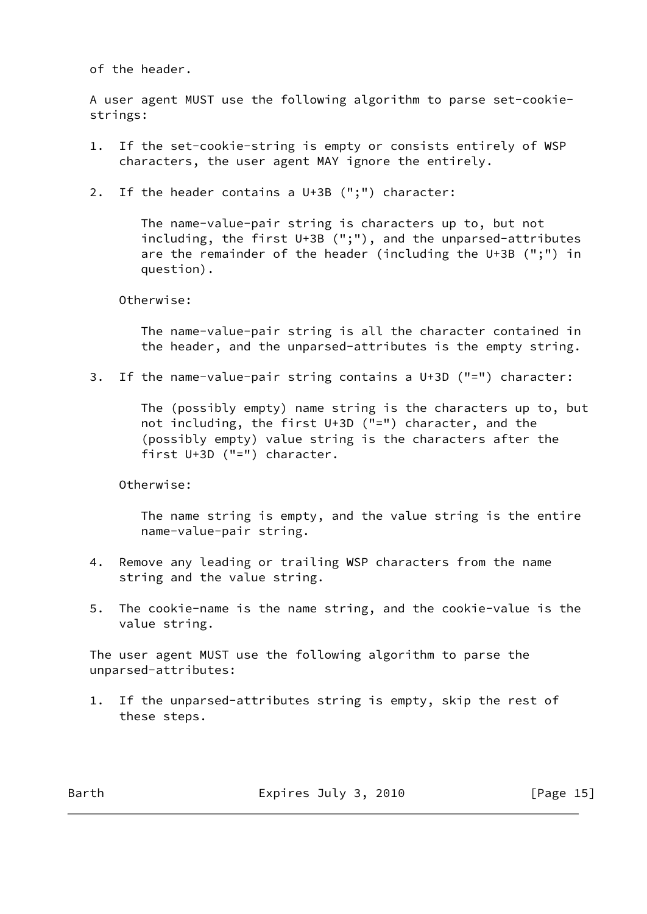of the header.

A user agent MUST use the following algorithm to parse set-cookie-strings:

1. If the set-cookie-string is empty or consists entirely of WSP characters, the user agent MAY ignore the entirely.

2. If the header contains a U+3B (";") character:

   The name-value-pair string is characters up to, but not including, the first U+3B (";"), and the unparsed-attributes are the remainder of the header (including the U+3B (";") in question).

   Otherwise:

   The name-value-pair string is all the character contained in the header, and the unparsed-attributes is the empty string.

3. If the name-value-pair string contains a U+3D ("=") character:

   The (possibly empty) name string is the characters up to, but not including, the first U+3D ("=") character, and the (possibly empty) value string is the characters after the first U+3D ("=") character.

   Otherwise:

   The name string is empty, and the value string is the entire name-value-pair string.

4. Remove any leading or trailing WSP characters from the name string and the value string.

5. The cookie-name is the name string, and the cookie-value is the value string.

The user agent MUST use the following algorithm to parse the unparsed-attributes:

1. If the unparsed-attributes string is empty, skip the rest of these steps.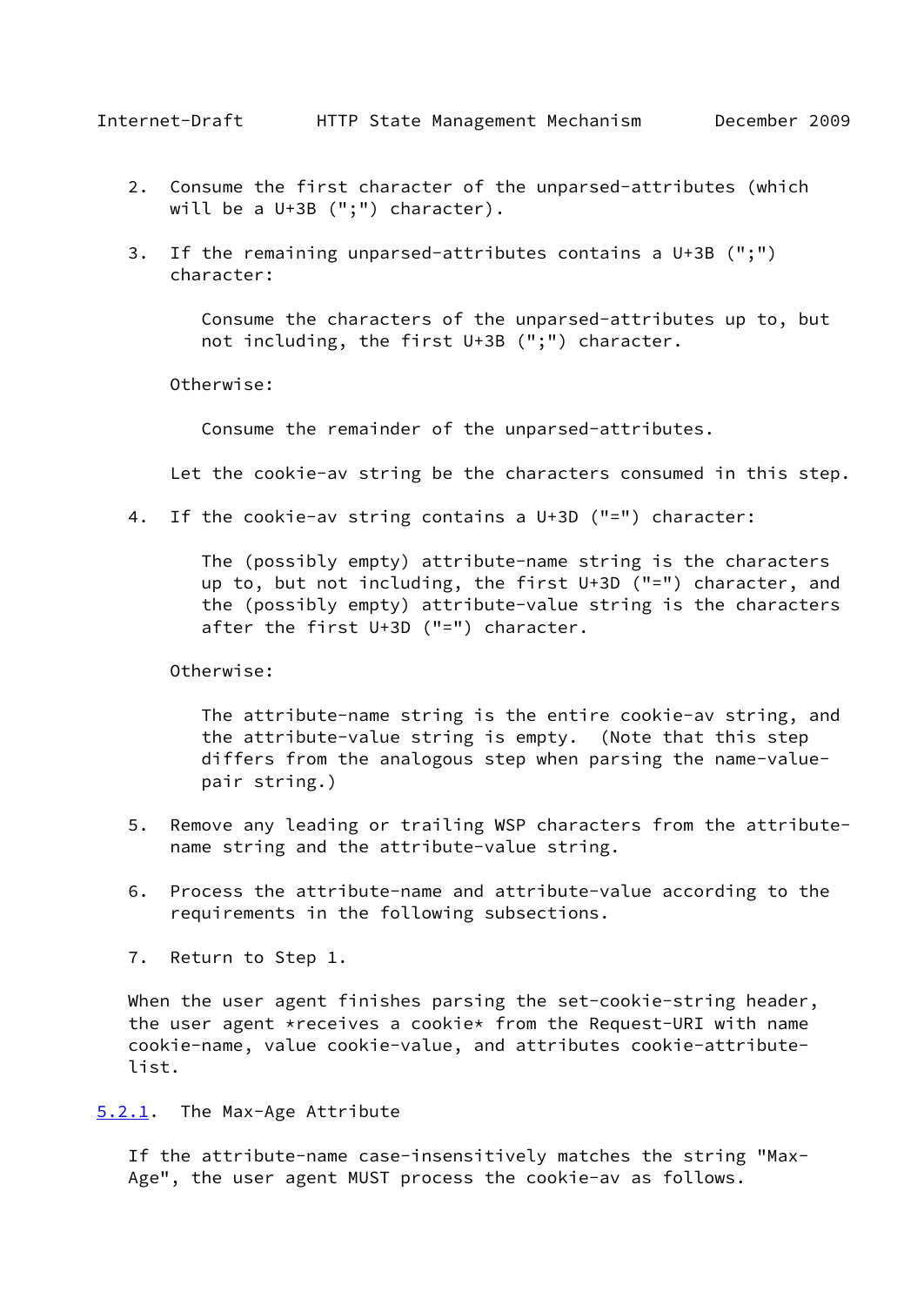2. Consume the first character of the unparsed-attributes (which will be a U+3B (";") character).

3. If the remaining unparsed-attributes contains a U+3B (";") character:

   Consume the characters of the unparsed-attributes up to, but not including, the first U+3B (";") character.

   Otherwise:

   Consume the remainder of the unparsed-attributes.

   Let the cookie-av string be the characters consumed in this step.

4. If the cookie-av string contains a U+3D ("=") character:

   The (possibly empty) attribute-name string is the characters up to, but not including, the first U+3D ("=") character, and the (possibly empty) attribute-value string is the characters after the first U+3D ("=") character.

   Otherwise:

   The attribute-name string is the entire cookie-av string, and the attribute-value string is empty. (Note that this step differs from the analogous step when parsing the name-value-pair string.)

5. Remove any leading or trailing WSP characters from the attribute-name string and the attribute-value string.

6. Process the attribute-name and attribute-value according to the requirements in the following subsections.

7. Return to Step 1.

When the user agent finishes parsing the set-cookie-string header, the user agent *receives a cookie* from the Request-URI with name cookie-name, value cookie-value, and attributes cookie-attribute-list.

### 5.2.1. The Max-Age Attribute

If the attribute-name case-insensitively matches the string "Max-Age", the user agent MUST process the cookie-av as follows.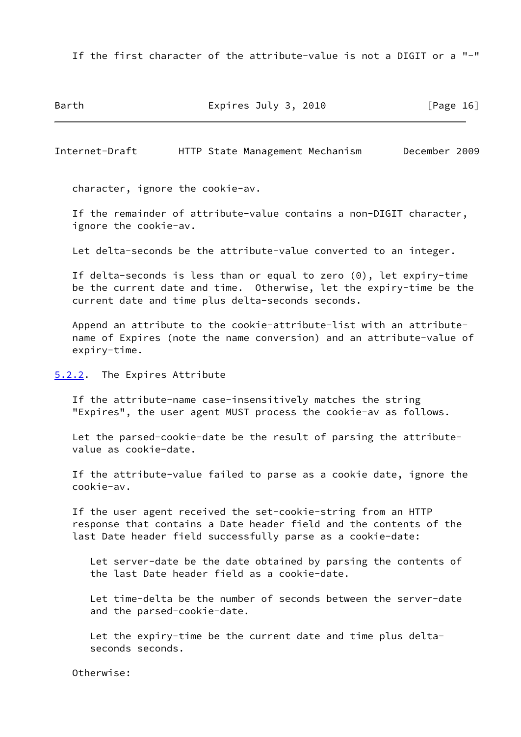If the first character of the attribute-value is not a DIGIT or a "-" character, ignore the cookie-av.

If the remainder of attribute-value contains a non-DIGIT character, ignore the cookie-av.

Let delta-seconds be the attribute-value converted to an integer.

If delta-seconds is less than or equal to zero (0), let expiry-time be the current date and time. Otherwise, let the expiry-time be the current date and time plus delta-seconds seconds.

Append an attribute to the cookie-attribute-list with an attribute-name of Expires (note the name conversion) and an attribute-value of expiry-time.

### 5.2.2. The Expires Attribute

If the attribute-name case-insensitively matches the string "Expires", the user agent MUST process the cookie-av as follows.

Let the parsed-cookie-date be the result of parsing the attribute-value as cookie-date.

If the attribute-value failed to parse as a cookie date, ignore the cookie-av.

If the user agent received the set-cookie-string from an HTTP response that contains a Date header field and the contents of the last Date header field successfully parse as a cookie-date:

> Let server-date be the date obtained by parsing the contents of the last Date header field as a cookie-date.
>
> Let time-delta be the number of seconds between the server-date and the parsed-cookie-date.
>
> Let the expiry-time be the current date and time plus delta-seconds seconds.

Otherwise: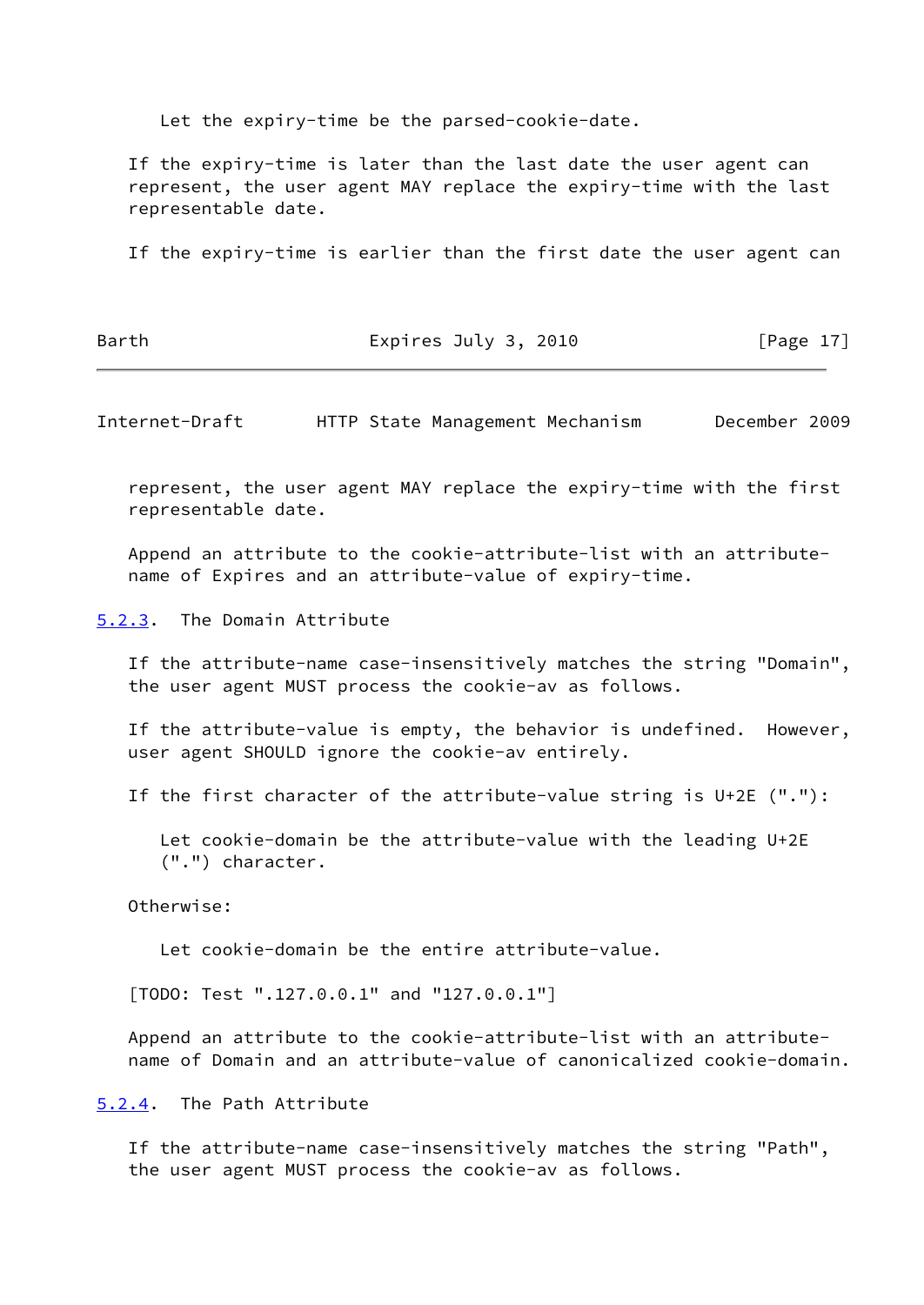Let the expiry-time be the parsed-cookie-date.

If the expiry-time is later than the last date the user agent can represent, the user agent MAY replace the expiry-time with the last representable date.

If the expiry-time is earlier than the first date the user agent can represent, the user agent MAY replace the expiry-time with the first representable date.

Append an attribute to the cookie-attribute-list with an attribute-name of Expires and an attribute-value of expiry-time.

### 5.2.3. The Domain Attribute

If the attribute-name case-insensitively matches the string "Domain", the user agent MUST process the cookie-av as follows.

If the attribute-value is empty, the behavior is undefined. However, user agent SHOULD ignore the cookie-av entirely.

If the first character of the attribute-value string is U+2E ("."):

Let cookie-domain be the attribute-value with the leading U+2E (".") character.

Otherwise:

Let cookie-domain be the entire attribute-value.

[TODO: Test ".127.0.0.1" and "127.0.0.1"]

Append an attribute to the cookie-attribute-list with an attribute-name of Domain and an attribute-value of canonicalized cookie-domain.

### 5.2.4. The Path Attribute

If the attribute-name case-insensitively matches the string "Path", the user agent MUST process the cookie-av as follows.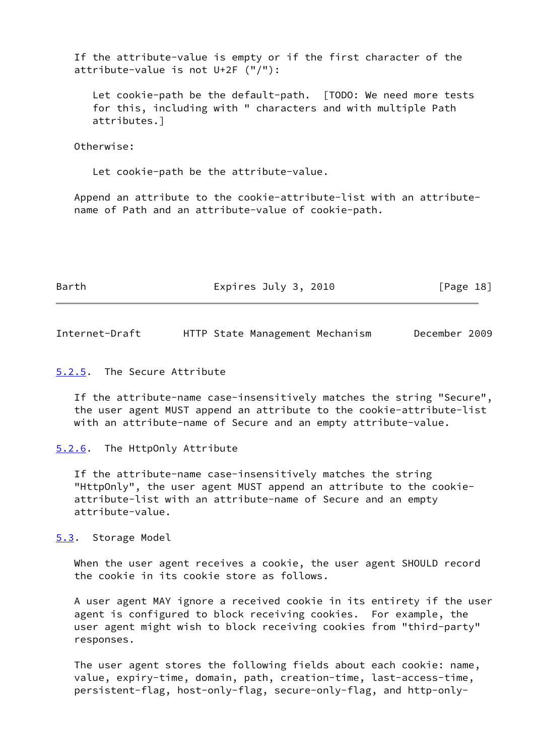If the attribute-value is empty or if the first character of the attribute-value is not U+2F ("/"):

Let cookie-path be the default-path. [TODO: We need more tests for this, including with " characters and with multiple Path attributes.]

Otherwise:

Let cookie-path be the attribute-value.

Append an attribute to the cookie-attribute-list with an attribute-name of Path and an attribute-value of cookie-path.

### 5.2.5. The Secure Attribute

If the attribute-name case-insensitively matches the string "Secure", the user agent MUST append an attribute to the cookie-attribute-list with an attribute-name of Secure and an empty attribute-value.

### 5.2.6. The HttpOnly Attribute

If the attribute-name case-insensitively matches the string "HttpOnly", the user agent MUST append an attribute to the cookie-attribute-list with an attribute-name of Secure and an empty attribute-value.

## 5.3. Storage Model

When the user agent receives a cookie, the user agent SHOULD record the cookie in its cookie store as follows.

A user agent MAY ignore a received cookie in its entirety if the user agent is configured to block receiving cookies. For example, the user agent might wish to block receiving cookies from "third-party" responses.

The user agent stores the following fields about each cookie: name, value, expiry-time, domain, path, creation-time, last-access-time, persistent-flag, host-only-flag, secure-only-flag, and http-only-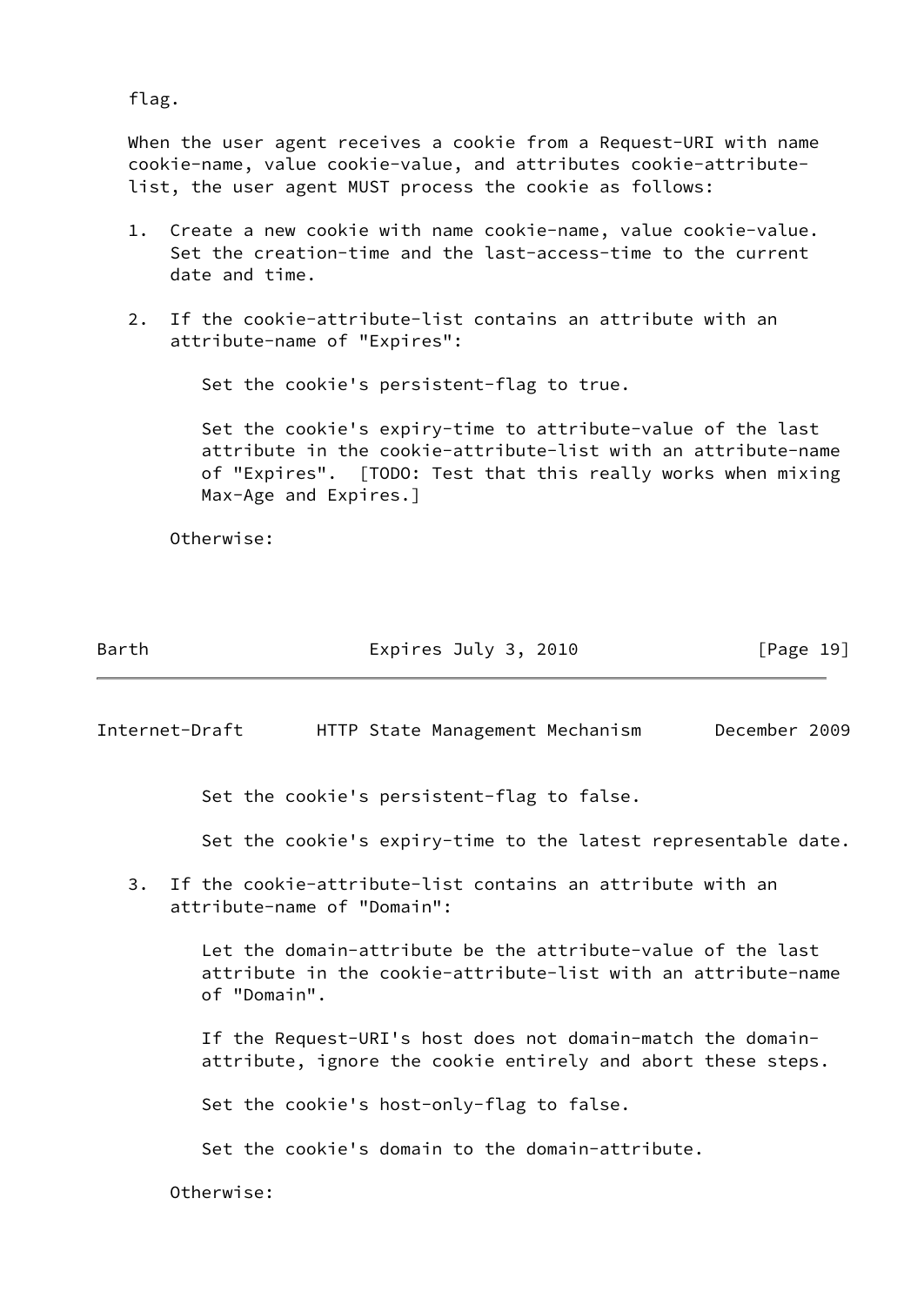flag.

When the user agent receives a cookie from a Request-URI with name cookie-name, value cookie-value, and attributes cookie-attribute-list, the user agent MUST process the cookie as follows:

1. Create a new cookie with name cookie-name, value cookie-value. Set the creation-time and the last-access-time to the current date and time.

2. If the cookie-attribute-list contains an attribute with an attribute-name of "Expires":

   Set the cookie's persistent-flag to true.

   Set the cookie's expiry-time to attribute-value of the last attribute in the cookie-attribute-list with an attribute-name of "Expires". [TODO: Test that this really works when mixing Max-Age and Expires.]

   Otherwise:

   Set the cookie's persistent-flag to false.

   Set the cookie's expiry-time to the latest representable date.

3. If the cookie-attribute-list contains an attribute with an attribute-name of "Domain":

   Let the domain-attribute be the attribute-value of the last attribute in the cookie-attribute-list with an attribute-name of "Domain".

   If the Request-URI's host does not domain-match the domain-attribute, ignore the cookie entirely and abort these steps.

   Set the cookie's host-only-flag to false.

   Set the cookie's domain to the domain-attribute.

   Otherwise: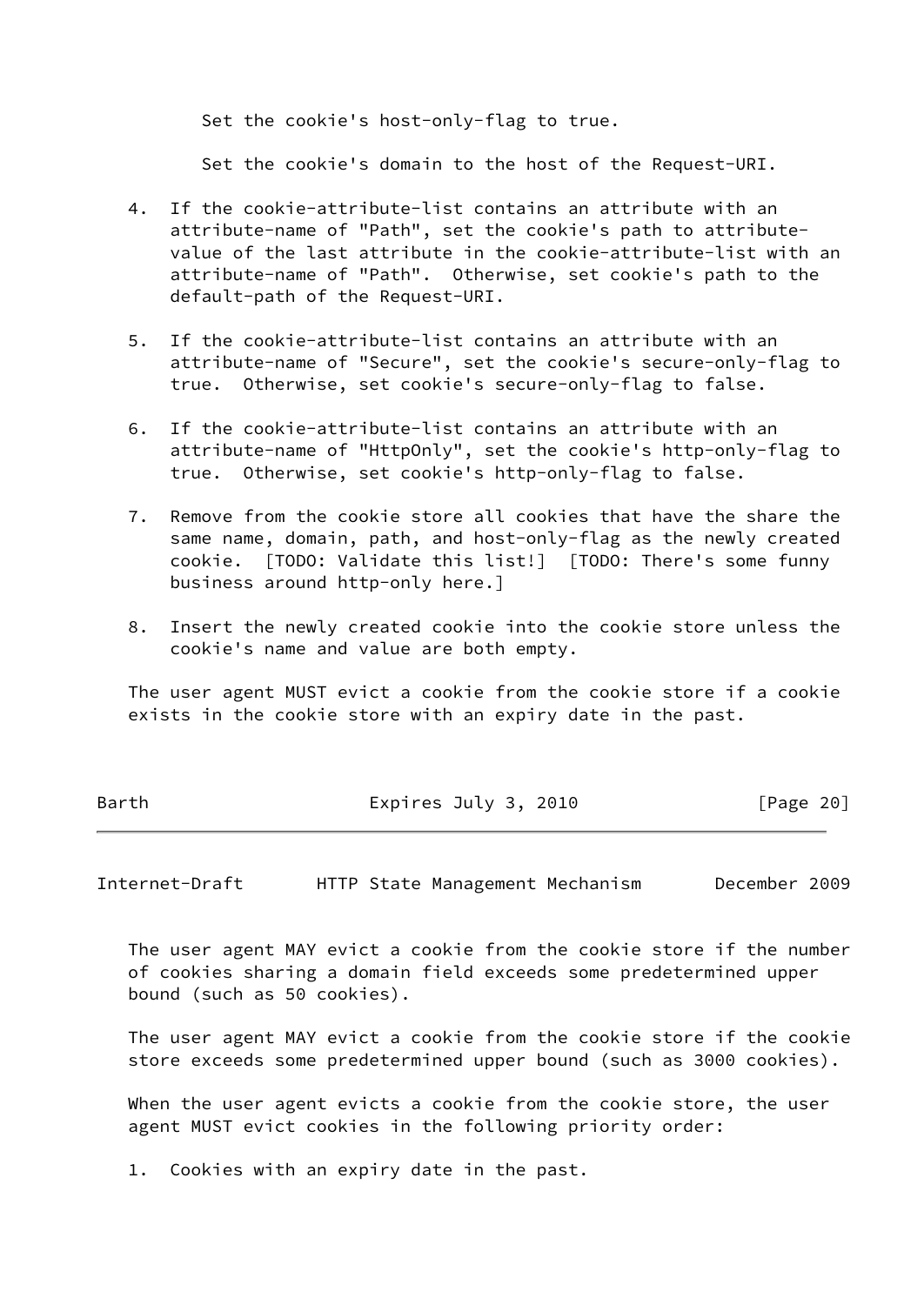Set the cookie's host-only-flag to true.

Set the cookie's domain to the host of the Request-URI.

4. If the cookie-attribute-list contains an attribute with an attribute-name of "Path", set the cookie's path to attribute-value of the last attribute in the cookie-attribute-list with an attribute-name of "Path". Otherwise, set cookie's path to the default-path of the Request-URI.

5. If the cookie-attribute-list contains an attribute with an attribute-name of "Secure", set the cookie's secure-only-flag to true. Otherwise, set cookie's secure-only-flag to false.

6. If the cookie-attribute-list contains an attribute with an attribute-name of "HttpOnly", set the cookie's http-only-flag to true. Otherwise, set cookie's http-only-flag to false.

7. Remove from the cookie store all cookies that have the share the same name, domain, path, and host-only-flag as the newly created cookie. [TODO: Validate this list!] [TODO: There's some funny business around http-only here.]

8. Insert the newly created cookie into the cookie store unless the cookie's name and value are both empty.

The user agent MUST evict a cookie from the cookie store if a cookie exists in the cookie store with an expiry date in the past.

The user agent MAY evict a cookie from the cookie store if the number of cookies sharing a domain field exceeds some predetermined upper bound (such as 50 cookies).

The user agent MAY evict a cookie from the cookie store if the cookie store exceeds some predetermined upper bound (such as 3000 cookies).

When the user agent evicts a cookie from the cookie store, the user agent MUST evict cookies in the following priority order:

1. Cookies with an expiry date in the past.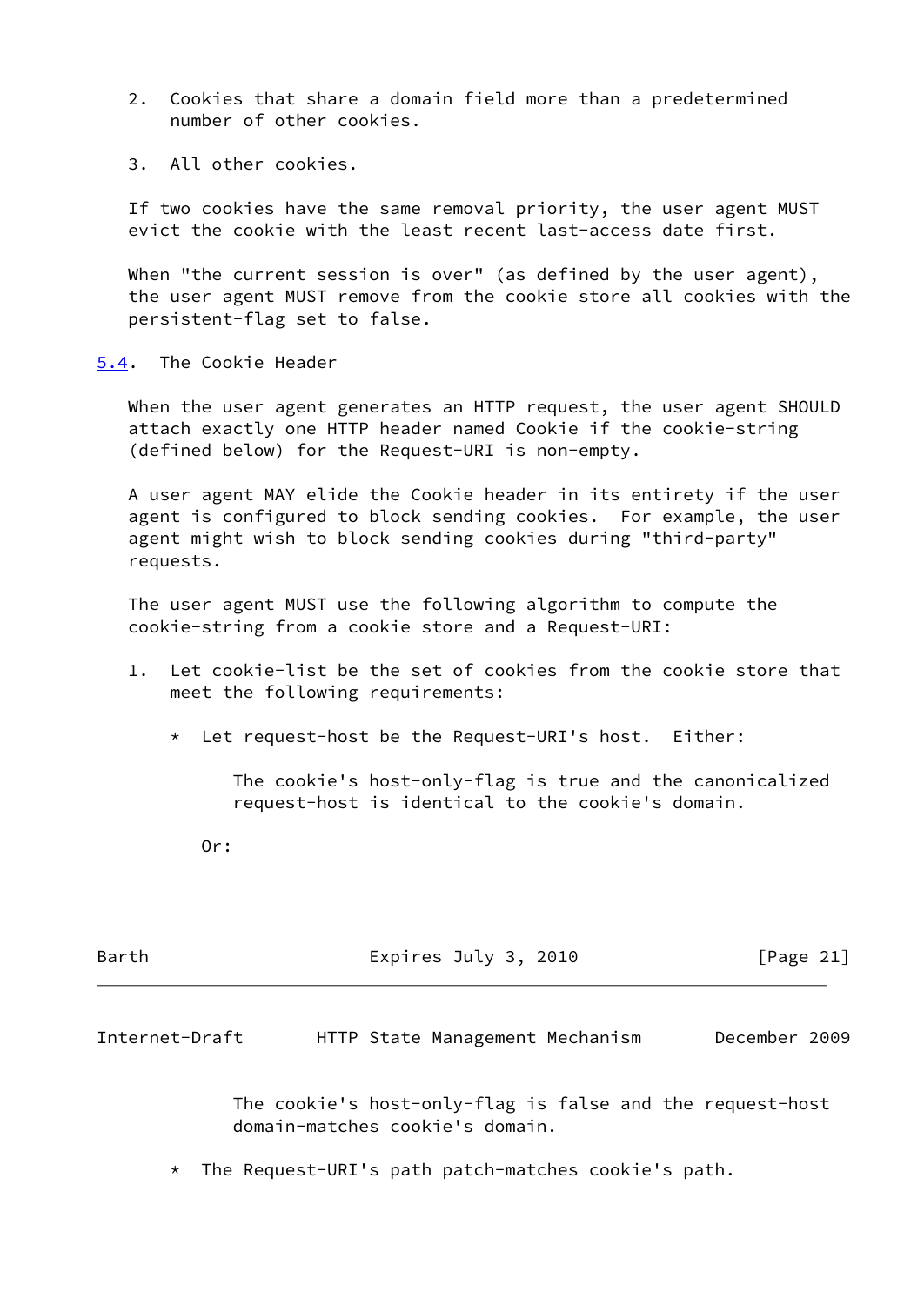2. Cookies that share a domain field more than a predetermined number of other cookies.

3. All other cookies.

If two cookies have the same removal priority, the user agent MUST evict the cookie with the least recent last-access date first.

When "the current session is over" (as defined by the user agent), the user agent MUST remove from the cookie store all cookies with the persistent-flag set to false.

## 5.4. The Cookie Header

When the user agent generates an HTTP request, the user agent SHOULD attach exactly one HTTP header named Cookie if the cookie-string (defined below) for the Request-URI is non-empty.

A user agent MAY elide the Cookie header in its entirety if the user agent is configured to block sending cookies. For example, the user agent might wish to block sending cookies during "third-party" requests.

The user agent MUST use the following algorithm to compute the cookie-string from a cookie store and a Request-URI:

1. Let cookie-list be the set of cookies from the cookie store that meet the following requirements:

   * Let request-host be the Request-URI's host. Either:

     The cookie's host-only-flag is true and the canonicalized request-host is identical to the cookie's domain.

     Or:

     The cookie's host-only-flag is false and the request-host domain-matches cookie's domain.

   * The Request-URI's path patch-matches cookie's path.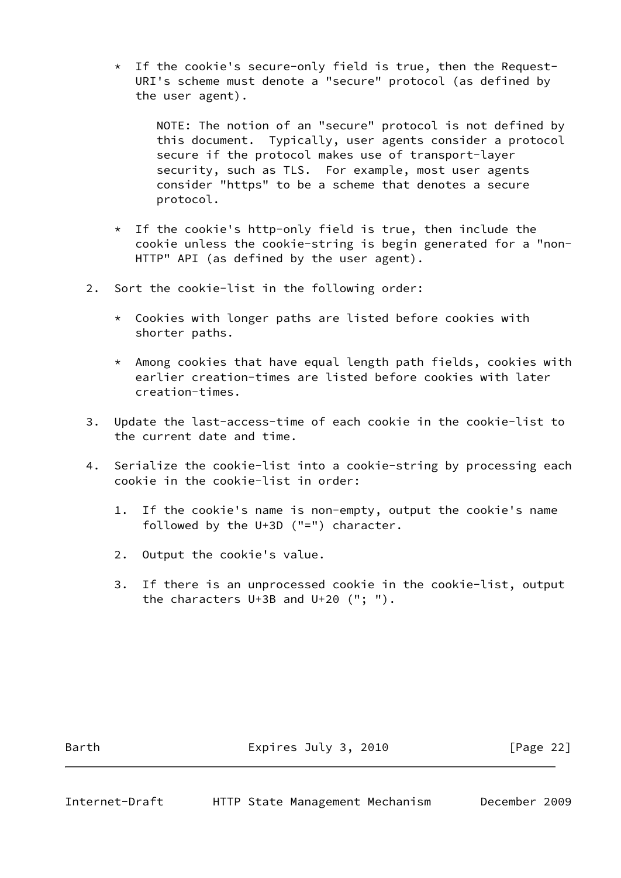* If the cookie's secure-only field is true, then the Request-URI's scheme must denote a "secure" protocol (as defined by the user agent).

  NOTE: The notion of an "secure" protocol is not defined by this document. Typically, user agents consider a protocol secure if the protocol makes use of transport-layer security, such as TLS. For example, most user agents consider "https" to be a scheme that denotes a secure protocol.

* If the cookie's http-only field is true, then include the cookie unless the cookie-string is begin generated for a "non-HTTP" API (as defined by the user agent).

2. Sort the cookie-list in the following order:

   * Cookies with longer paths are listed before cookies with shorter paths.

   * Among cookies that have equal length path fields, cookies with earlier creation-times are listed before cookies with later creation-times.

3. Update the last-access-time of each cookie in the cookie-list to the current date and time.

4. Serialize the cookie-list into a cookie-string by processing each cookie in the cookie-list in order:

   1. If the cookie's name is non-empty, output the cookie's name followed by the U+3D ("=") character.

   2. Output the cookie's value.

   3. If there is an unprocessed cookie in the cookie-list, output the characters U+3B and U+20 ("; ").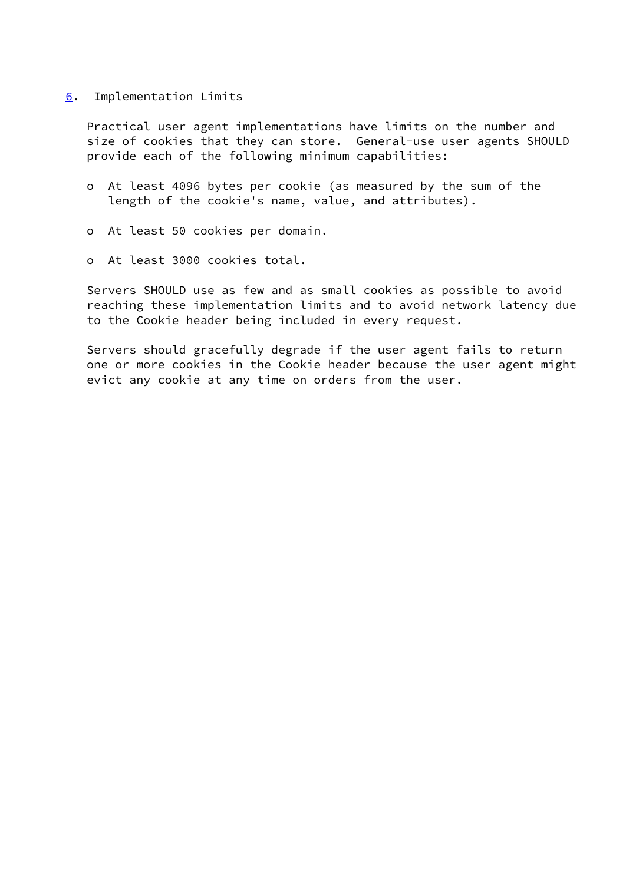## 6. Implementation Limits

Practical user agent implementations have limits on the number and size of cookies that they can store. General-use user agents SHOULD provide each of the following minimum capabilities:

- At least 4096 bytes per cookie (as measured by the sum of the length of the cookie's name, value, and attributes).

- At least 50 cookies per domain.

- At least 3000 cookies total.

Servers SHOULD use as few and as small cookies as possible to avoid reaching these implementation limits and to avoid network latency due to the Cookie header being included in every request.

Servers should gracefully degrade if the user agent fails to return one or more cookies in the Cookie header because the user agent might evict any cookie at any time on orders from the user.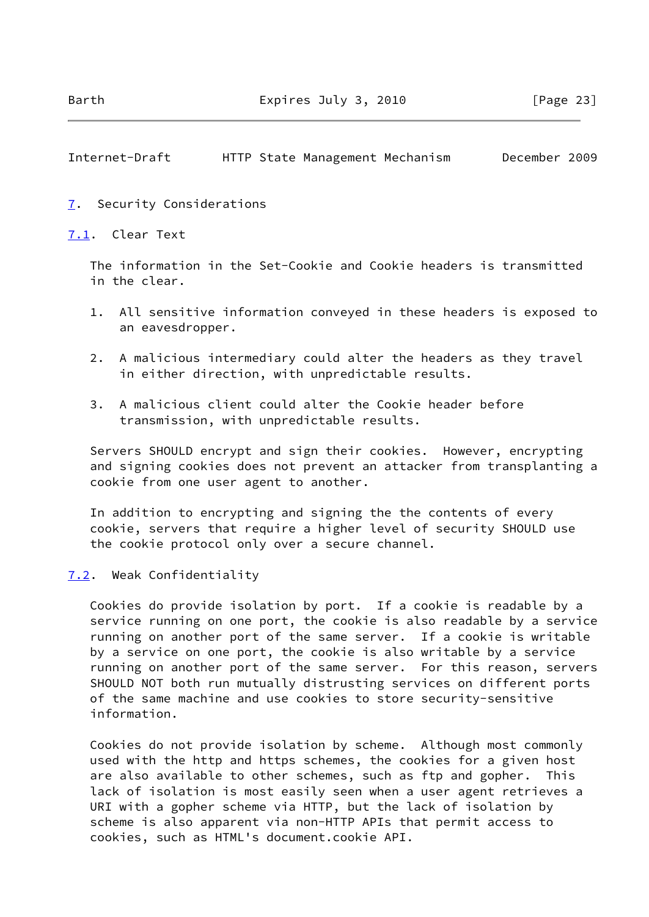## 7. Security Considerations

### 7.1. Clear Text

The information in the Set-Cookie and Cookie headers is transmitted in the clear.

1. All sensitive information conveyed in these headers is exposed to an eavesdropper.
2. A malicious intermediary could alter the headers as they travel in either direction, with unpredictable results.
3. A malicious client could alter the Cookie header before transmission, with unpredictable results.

Servers SHOULD encrypt and sign their cookies. However, encrypting and signing cookies does not prevent an attacker from transplanting a cookie from one user agent to another.

In addition to encrypting and signing the the contents of every cookie, servers that require a higher level of security SHOULD use the cookie protocol only over a secure channel.

### 7.2. Weak Confidentiality

Cookies do provide isolation by port. If a cookie is readable by a service running on one port, the cookie is also readable by a service running on another port of the same server. If a cookie is writable by a service on one port, the cookie is also writable by a service running on another port of the same server. For this reason, servers SHOULD NOT both run mutually distrusting services on different ports of the same machine and use cookies to store security-sensitive information.

Cookies do not provide isolation by scheme. Although most commonly used with the http and https schemes, the cookies for a given host are also available to other schemes, such as ftp and gopher. This lack of isolation is most easily seen when a user agent retrieves a URI with a gopher scheme via HTTP, but the lack of isolation by scheme is also apparent via non-HTTP APIs that permit access to cookies, such as HTML's document.cookie API.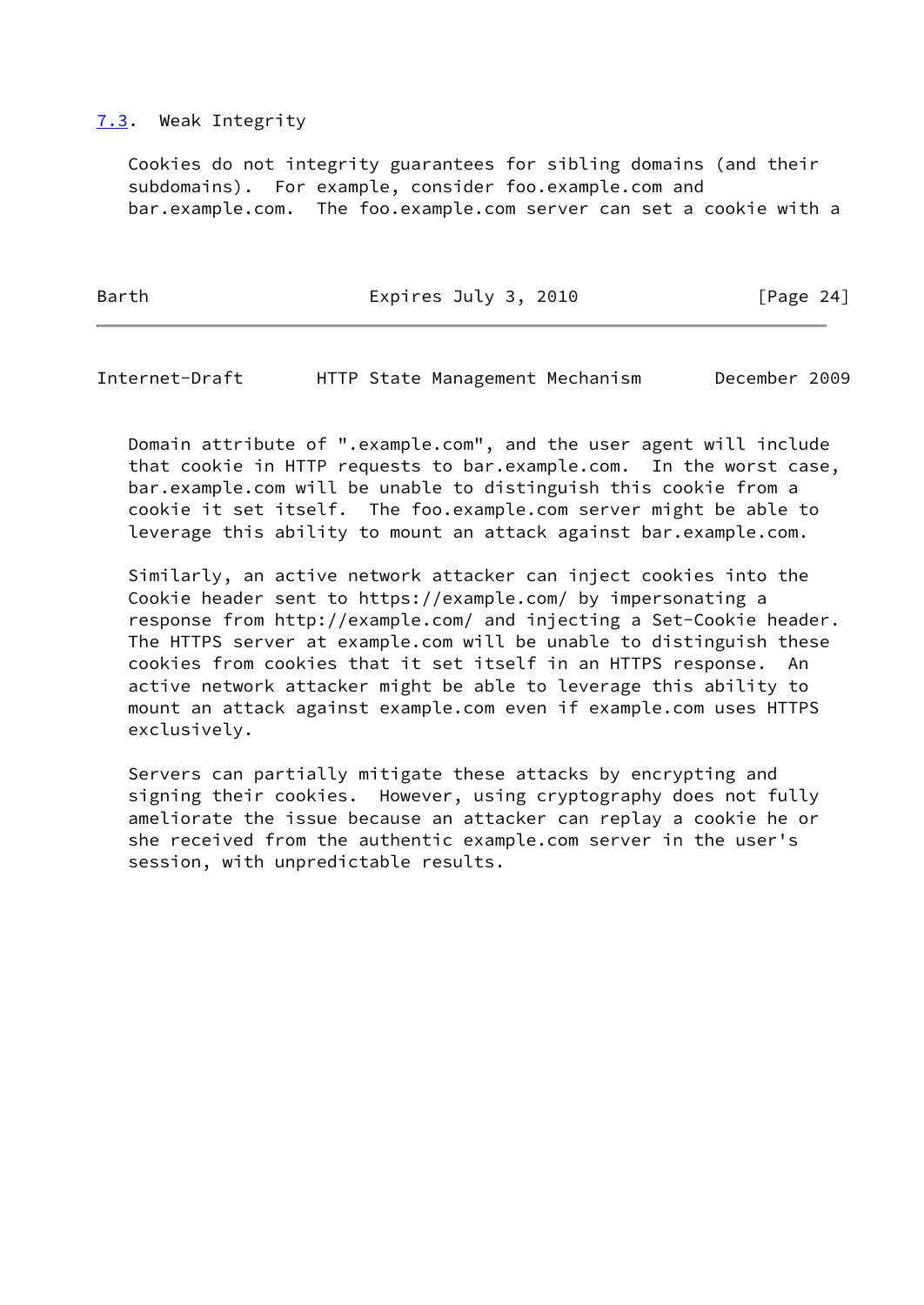### 7.3. Weak Integrity

Cookies do not integrity guarantees for sibling domains (and their subdomains). For example, consider foo.example.com and bar.example.com. The foo.example.com server can set a cookie with a Domain attribute of ".example.com", and the user agent will include that cookie in HTTP requests to bar.example.com. In the worst case, bar.example.com will be unable to distinguish this cookie from a cookie it set itself. The foo.example.com server might be able to leverage this ability to mount an attack against bar.example.com.

Similarly, an active network attacker can inject cookies into the Cookie header sent to https://example.com/ by impersonating a response from http://example.com/ and injecting a Set-Cookie header. The HTTPS server at example.com will be unable to distinguish these cookies from cookies that it set itself in an HTTPS response. An active network attacker might be able to leverage this ability to mount an attack against example.com even if example.com uses HTTPS exclusively.

Servers can partially mitigate these attacks by encrypting and signing their cookies. However, using cryptography does not fully ameliorate the issue because an attacker can replay a cookie he or she received from the authentic example.com server in the user's session, with unpredictable results.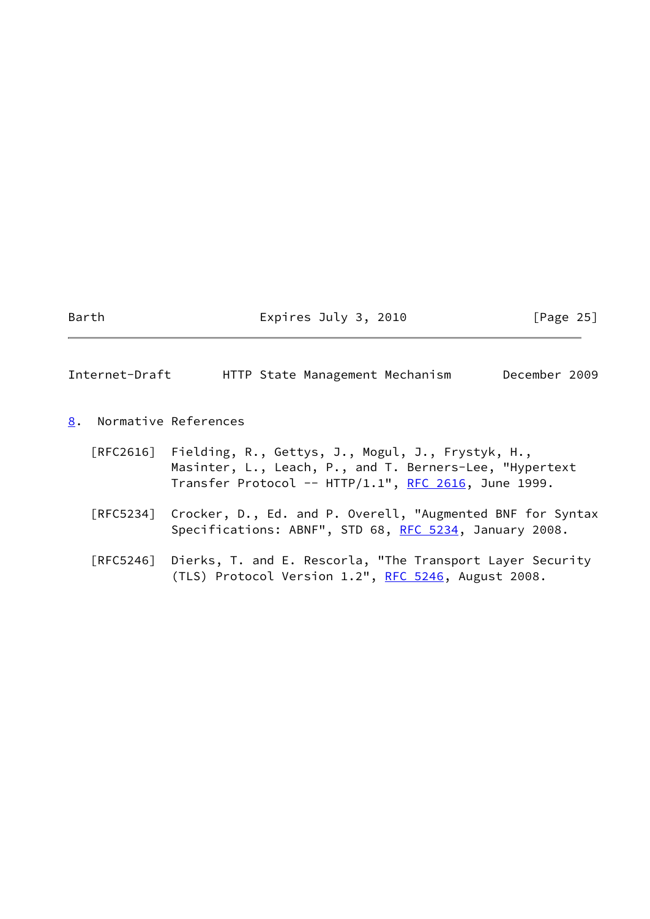## 8. Normative References

[RFC2616] Fielding, R., Gettys, J., Mogul, J., Frystyk, H., Masinter, L., Leach, P., and T. Berners-Lee, "Hypertext Transfer Protocol -- HTTP/1.1", RFC 2616, June 1999.

[RFC5234] Crocker, D., Ed. and P. Overell, "Augmented BNF for Syntax Specifications: ABNF", STD 68, RFC 5234, January 2008.

[RFC5246] Dierks, T. and E. Rescorla, "The Transport Layer Security (TLS) Protocol Version 1.2", RFC 5246, August 2008.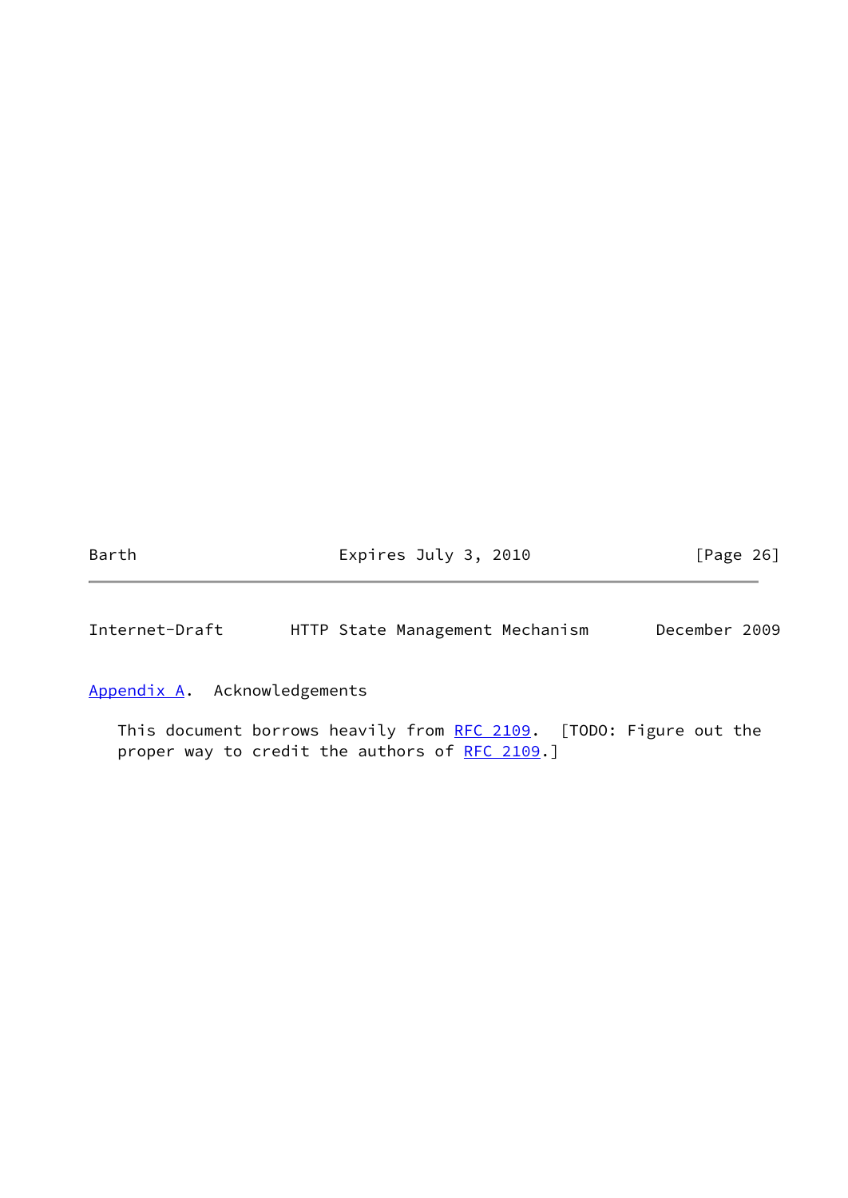## Appendix A. Acknowledgements

This document borrows heavily from RFC 2109. [TODO: Figure out the proper way to credit the authors of RFC 2109.]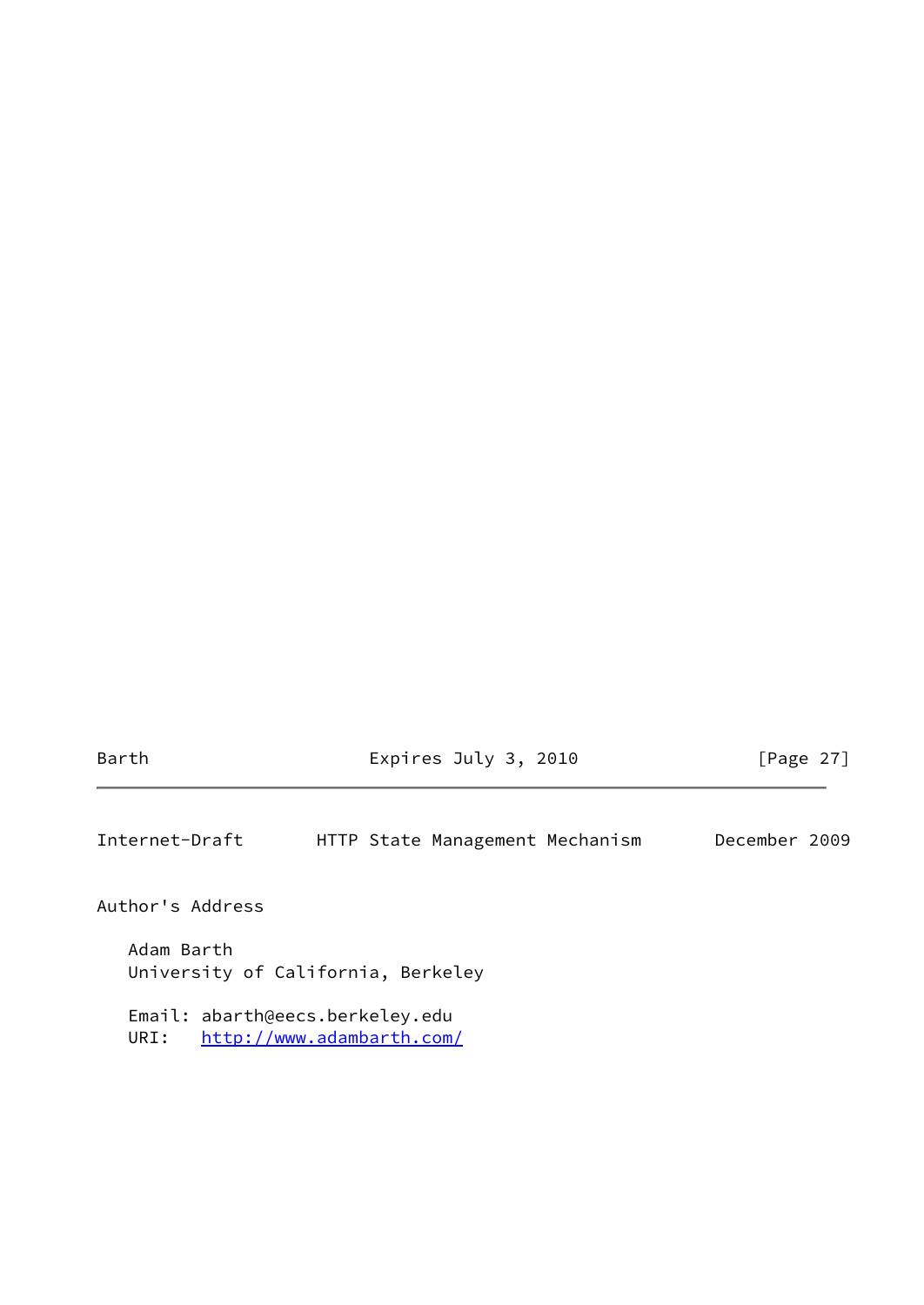## Author's Address

Adam Barth
University of California, Berkeley

Email: abarth@eecs.berkeley.edu
URI: http://www.adambarth.com/